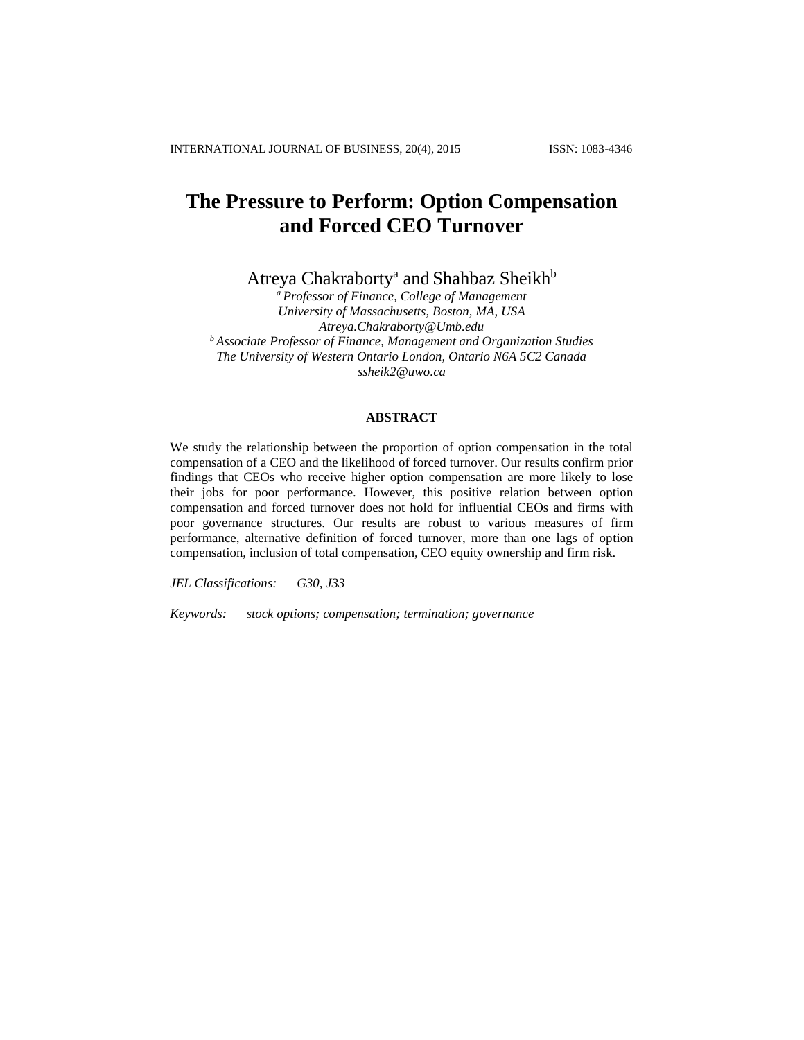# The Pressure to Perform: Option Compensation and Forced CEO Turnover

Atreya Chakraborty[a] and Shahbaz Sheikh[b]

[a] *Professor of Finance, College of Management*
*University of Massachusetts, Boston, MA, USA*
*Atreya.Chakraborty@Umb.edu*
[b] *Associate Professor of Finance, Management and Organization Studies*
*The University of Western Ontario London, Ontario N6A 5C2 Canada*
*ssheik2@uwo.ca*

## ABSTRACT

We study the relationship between the proportion of option compensation in the total compensation of a CEO and the likelihood of forced turnover. Our results confirm prior findings that CEOs who receive higher option compensation are more likely to lose their jobs for poor performance. However, this positive relation between option compensation and forced turnover does not hold for influential CEOs and firms with poor governance structures. Our results are robust to various measures of firm performance, alternative definition of forced turnover, more than one lags of option compensation, inclusion of total compensation, CEO equity ownership and firm risk.

*JEL Classifications:* *G30, J33*

*Keywords:* *stock options; compensation; termination; governance*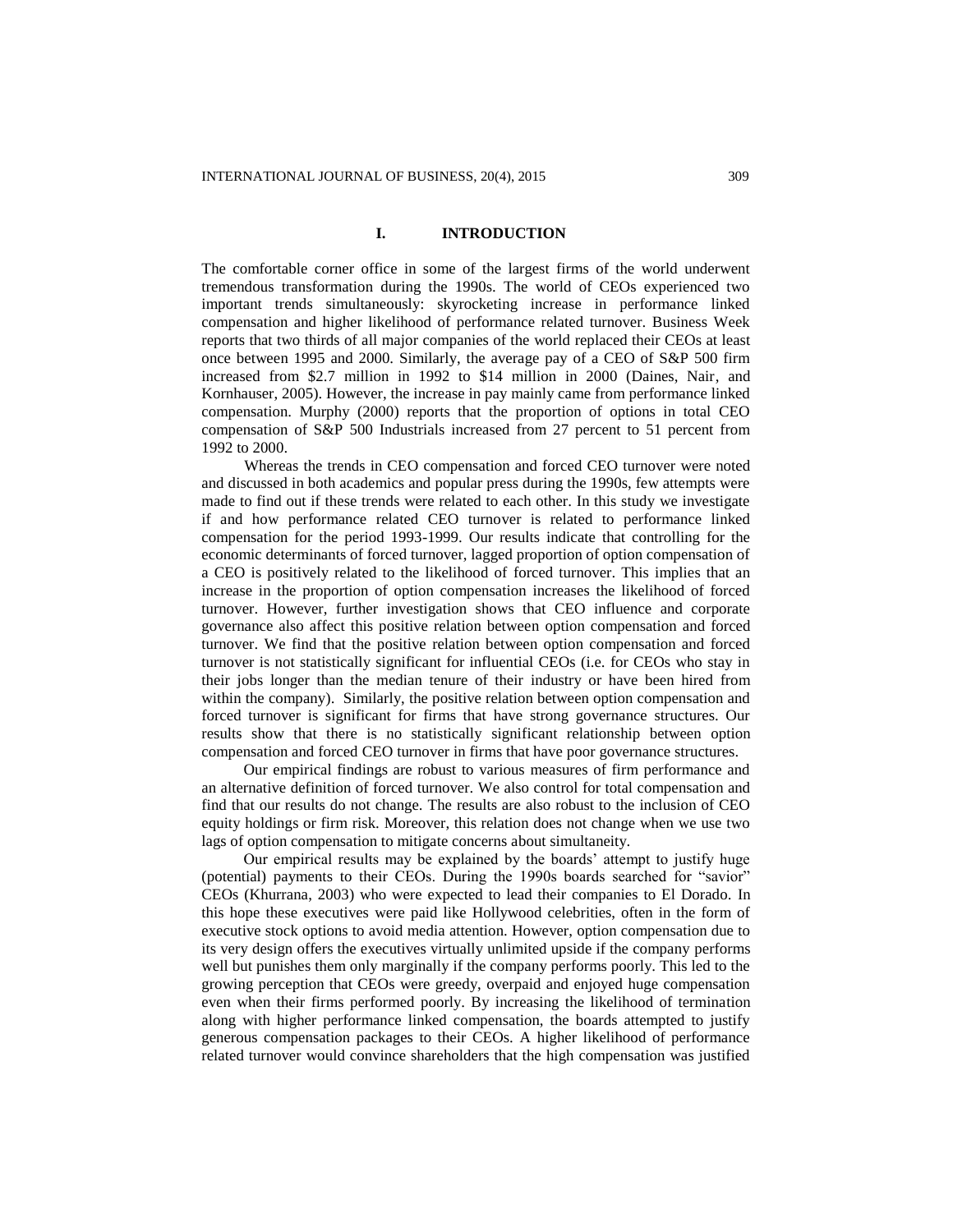## I. INTRODUCTION

The comfortable corner office in some of the largest firms of the world underwent tremendous transformation during the 1990s. The world of CEOs experienced two important trends simultaneously: skyrocketing increase in performance linked compensation and higher likelihood of performance related turnover. Business Week reports that two thirds of all major companies of the world replaced their CEOs at least once between 1995 and 2000. Similarly, the average pay of a CEO of S&P 500 firm increased from $2.7 million in 1992 to $14 million in 2000 (Daines, Nair, and Kornhauser, 2005). However, the increase in pay mainly came from performance linked compensation. Murphy (2000) reports that the proportion of options in total CEO compensation of S&P 500 Industrials increased from 27 percent to 51 percent from 1992 to 2000.

Whereas the trends in CEO compensation and forced CEO turnover were noted and discussed in both academics and popular press during the 1990s, few attempts were made to find out if these trends were related to each other. In this study we investigate if and how performance related CEO turnover is related to performance linked compensation for the period 1993-1999. Our results indicate that controlling for the economic determinants of forced turnover, lagged proportion of option compensation of a CEO is positively related to the likelihood of forced turnover. This implies that an increase in the proportion of option compensation increases the likelihood of forced turnover. However, further investigation shows that CEO influence and corporate governance also affect this positive relation between option compensation and forced turnover. We find that the positive relation between option compensation and forced turnover is not statistically significant for influential CEOs (i.e. for CEOs who stay in their jobs longer than the median tenure of their industry or have been hired from within the company). Similarly, the positive relation between option compensation and forced turnover is significant for firms that have strong governance structures. Our results show that there is no statistically significant relationship between option compensation and forced CEO turnover in firms that have poor governance structures.

Our empirical findings are robust to various measures of firm performance and an alternative definition of forced turnover. We also control for total compensation and find that our results do not change. The results are also robust to the inclusion of CEO equity holdings or firm risk. Moreover, this relation does not change when we use two lags of option compensation to mitigate concerns about simultaneity.

Our empirical results may be explained by the boards' attempt to justify huge (potential) payments to their CEOs. During the 1990s boards searched for "savior" CEOs (Khurrana, 2003) who were expected to lead their companies to El Dorado. In this hope these executives were paid like Hollywood celebrities, often in the form of executive stock options to avoid media attention. However, option compensation due to its very design offers the executives virtually unlimited upside if the company performs well but punishes them only marginally if the company performs poorly. This led to the growing perception that CEOs were greedy, overpaid and enjoyed huge compensation even when their firms performed poorly. By increasing the likelihood of termination along with higher performance linked compensation, the boards attempted to justify generous compensation packages to their CEOs. A higher likelihood of performance related turnover would convince shareholders that the high compensation was justified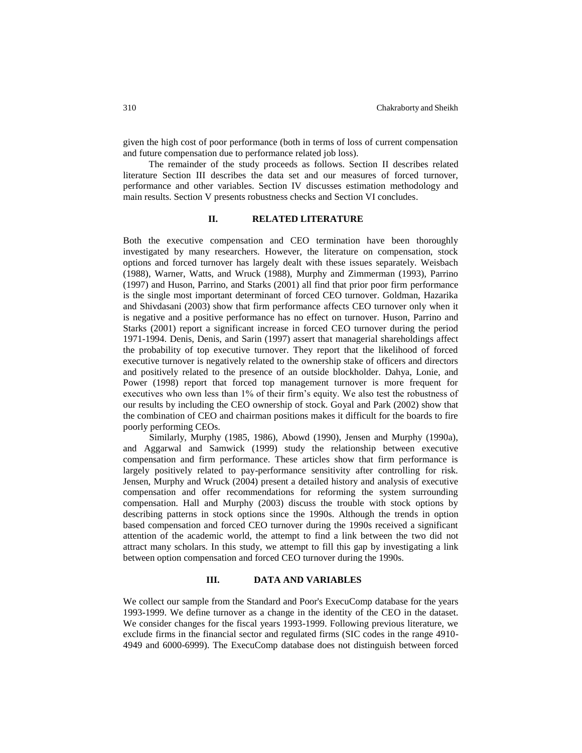given the high cost of poor performance (both in terms of loss of current compensation and future compensation due to performance related job loss).

The remainder of the study proceeds as follows. Section II describes related literature Section III describes the data set and our measures of forced turnover, performance and other variables. Section IV discusses estimation methodology and main results. Section V presents robustness checks and Section VI concludes.

## II. RELATED LITERATURE

Both the executive compensation and CEO termination have been thoroughly investigated by many researchers. However, the literature on compensation, stock options and forced turnover has largely dealt with these issues separately. Weisbach (1988), Warner, Watts, and Wruck (1988), Murphy and Zimmerman (1993), Parrino (1997) and Huson, Parrino, and Starks (2001) all find that prior poor firm performance is the single most important determinant of forced CEO turnover. Goldman, Hazarika and Shivdasani (2003) show that firm performance affects CEO turnover only when it is negative and a positive performance has no effect on turnover. Huson, Parrino and Starks (2001) report a significant increase in forced CEO turnover during the period 1971-1994. Denis, Denis, and Sarin (1997) assert that managerial shareholdings affect the probability of top executive turnover. They report that the likelihood of forced executive turnover is negatively related to the ownership stake of officers and directors and positively related to the presence of an outside blockholder. Dahya, Lonie, and Power (1998) report that forced top management turnover is more frequent for executives who own less than 1% of their firm's equity. We also test the robustness of our results by including the CEO ownership of stock. Goyal and Park (2002) show that the combination of CEO and chairman positions makes it difficult for the boards to fire poorly performing CEOs.

Similarly, Murphy (1985, 1986), Abowd (1990), Jensen and Murphy (1990a), and Aggarwal and Samwick (1999) study the relationship between executive compensation and firm performance. These articles show that firm performance is largely positively related to pay-performance sensitivity after controlling for risk. Jensen, Murphy and Wruck (2004) present a detailed history and analysis of executive compensation and offer recommendations for reforming the system surrounding compensation. Hall and Murphy (2003) discuss the trouble with stock options by describing patterns in stock options since the 1990s. Although the trends in option based compensation and forced CEO turnover during the 1990s received a significant attention of the academic world, the attempt to find a link between the two did not attract many scholars. In this study, we attempt to fill this gap by investigating a link between option compensation and forced CEO turnover during the 1990s.

## III. DATA AND VARIABLES

We collect our sample from the Standard and Poor's ExecuComp database for the years 1993-1999. We define turnover as a change in the identity of the CEO in the dataset. We consider changes for the fiscal years 1993-1999. Following previous literature, we exclude firms in the financial sector and regulated firms (SIC codes in the range 4910-4949 and 6000-6999). The ExecuComp database does not distinguish between forced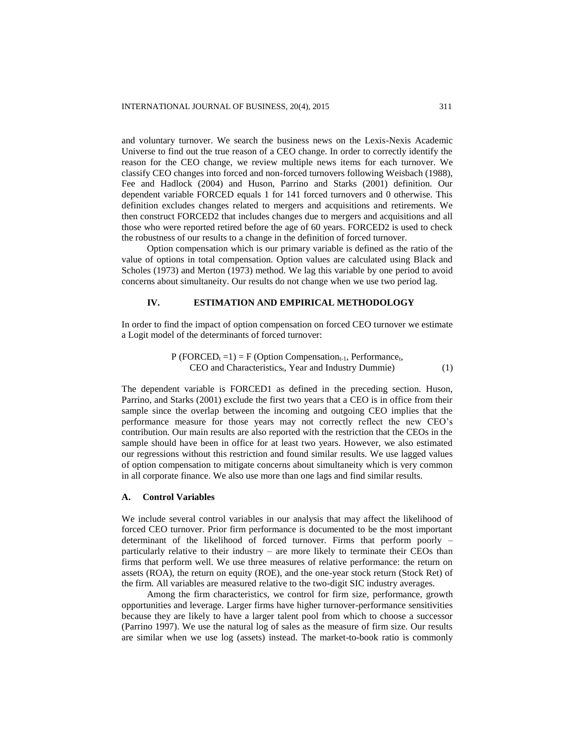and voluntary turnover. We search the business news on the Lexis-Nexis Academic Universe to find out the true reason of a CEO change. In order to correctly identify the reason for the CEO change, we review multiple news items for each turnover. We classify CEO changes into forced and non-forced turnovers following Weisbach (1988), Fee and Hadlock (2004) and Huson, Parrino and Starks (2001) definition. Our dependent variable FORCED equals 1 for 141 forced turnovers and 0 otherwise. This definition excludes changes related to mergers and acquisitions and retirements. We then construct FORCED2 that includes changes due to mergers and acquisitions and all those who were reported retired before the age of 60 years. FORCED2 is used to check the robustness of our results to a change in the definition of forced turnover.

Option compensation which is our primary variable is defined as the ratio of the value of options in total compensation. Option values are calculated using Black and Scholes (1973) and Merton (1973) method. We lag this variable by one period to avoid concerns about simultaneity. Our results do not change when we use two period lag.

## IV. ESTIMATION AND EMPIRICAL METHODOLOGY

In order to find the impact of option compensation on forced CEO turnover we estimate a Logit model of the determinants of forced turnover:

$$\text{P (FORCED}_t = 1) = \text{F (Option Compensation}_{t-1}\text{, Performance}_t\text{,} \\ \text{CEO and Characteristics}_t\text{, Year and Industry Dummie)} \quad (1)$$

The dependent variable is FORCED1 as defined in the preceding section. Huson, Parrino, and Starks (2001) exclude the first two years that a CEO is in office from their sample since the overlap between the incoming and outgoing CEO implies that the performance measure for those years may not correctly reflect the new CEO's contribution. Our main results are also reported with the restriction that the CEOs in the sample should have been in office for at least two years. However, we also estimated our regressions without this restriction and found similar results. We use lagged values of option compensation to mitigate concerns about simultaneity which is very common in all corporate finance. We also use more than one lags and find similar results.

### A. Control Variables

We include several control variables in our analysis that may affect the likelihood of forced CEO turnover. Prior firm performance is documented to be the most important determinant of the likelihood of forced turnover. Firms that perform poorly – particularly relative to their industry – are more likely to terminate their CEOs than firms that perform well. We use three measures of relative performance: the return on assets (ROA), the return on equity (ROE), and the one-year stock return (Stock Ret) of the firm. All variables are measured relative to the two-digit SIC industry averages.

Among the firm characteristics, we control for firm size, performance, growth opportunities and leverage. Larger firms have higher turnover-performance sensitivities because they are likely to have a larger talent pool from which to choose a successor (Parrino 1997). We use the natural log of sales as the measure of firm size. Our results are similar when we use log (assets) instead. The market-to-book ratio is commonly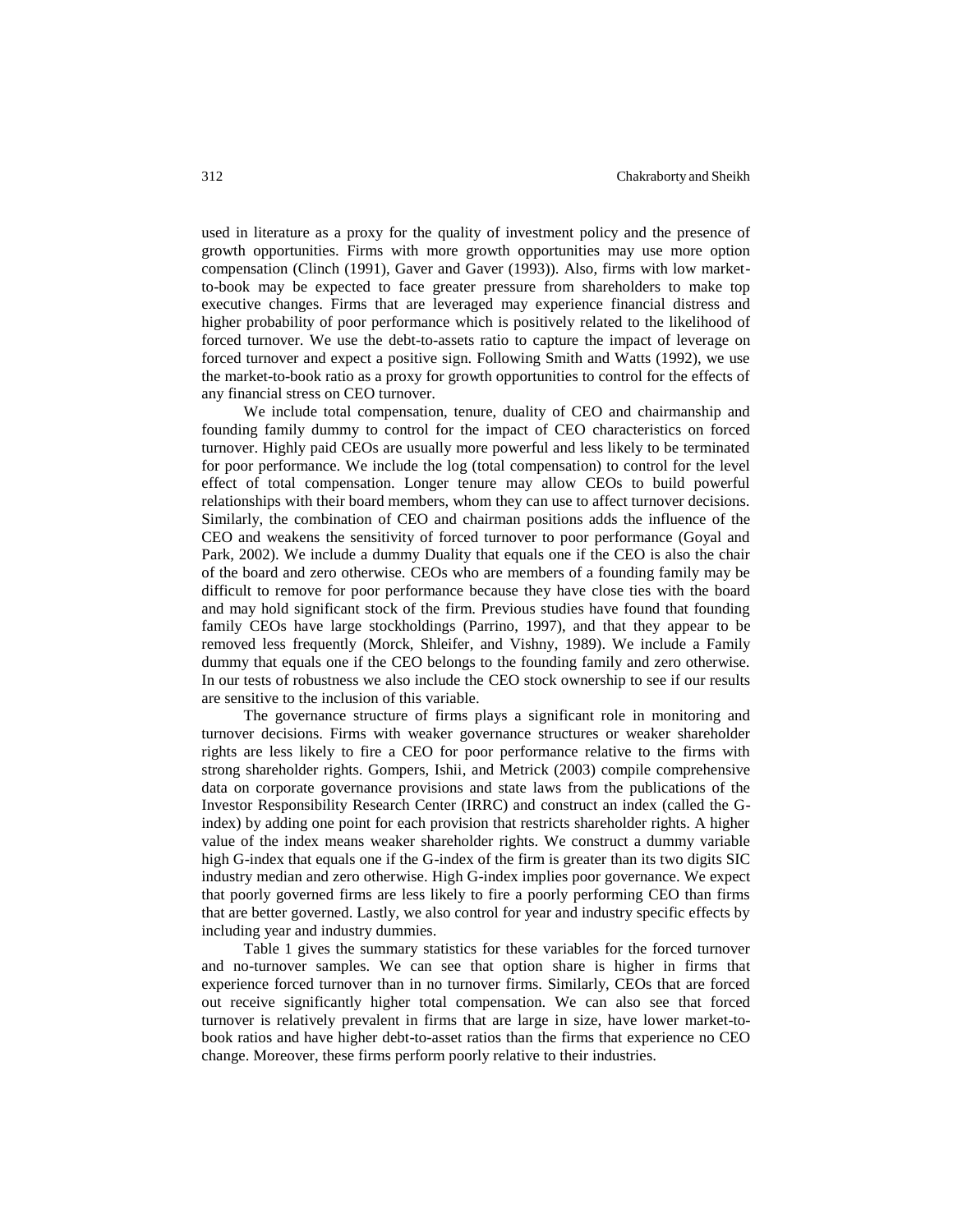used in literature as a proxy for the quality of investment policy and the presence of growth opportunities. Firms with more growth opportunities may use more option compensation (Clinch (1991), Gaver and Gaver (1993)). Also, firms with low market-to-book may be expected to face greater pressure from shareholders to make top executive changes. Firms that are leveraged may experience financial distress and higher probability of poor performance which is positively related to the likelihood of forced turnover. We use the debt-to-assets ratio to capture the impact of leverage on forced turnover and expect a positive sign. Following Smith and Watts (1992), we use the market-to-book ratio as a proxy for growth opportunities to control for the effects of any financial stress on CEO turnover.

We include total compensation, tenure, duality of CEO and chairmanship and founding family dummy to control for the impact of CEO characteristics on forced turnover. Highly paid CEOs are usually more powerful and less likely to be terminated for poor performance. We include the log (total compensation) to control for the level effect of total compensation. Longer tenure may allow CEOs to build powerful relationships with their board members, whom they can use to affect turnover decisions. Similarly, the combination of CEO and chairman positions adds the influence of the CEO and weakens the sensitivity of forced turnover to poor performance (Goyal and Park, 2002). We include a dummy Duality that equals one if the CEO is also the chair of the board and zero otherwise. CEOs who are members of a founding family may be difficult to remove for poor performance because they have close ties with the board and may hold significant stock of the firm. Previous studies have found that founding family CEOs have large stockholdings (Parrino, 1997), and that they appear to be removed less frequently (Morck, Shleifer, and Vishny, 1989). We include a Family dummy that equals one if the CEO belongs to the founding family and zero otherwise. In our tests of robustness we also include the CEO stock ownership to see if our results are sensitive to the inclusion of this variable.

The governance structure of firms plays a significant role in monitoring and turnover decisions. Firms with weaker governance structures or weaker shareholder rights are less likely to fire a CEO for poor performance relative to the firms with strong shareholder rights. Gompers, Ishii, and Metrick (2003) compile comprehensive data on corporate governance provisions and state laws from the publications of the Investor Responsibility Research Center (IRRC) and construct an index (called the G-index) by adding one point for each provision that restricts shareholder rights. A higher value of the index means weaker shareholder rights. We construct a dummy variable high G-index that equals one if the G-index of the firm is greater than its two digits SIC industry median and zero otherwise. High G-index implies poor governance. We expect that poorly governed firms are less likely to fire a poorly performing CEO than firms that are better governed. Lastly, we also control for year and industry specific effects by including year and industry dummies.

Table 1 gives the summary statistics for these variables for the forced turnover and no-turnover samples. We can see that option share is higher in firms that experience forced turnover than in no turnover firms. Similarly, CEOs that are forced out receive significantly higher total compensation. We can also see that forced turnover is relatively prevalent in firms that are large in size, have lower market-to-book ratios and have higher debt-to-asset ratios than the firms that experience no CEO change. Moreover, these firms perform poorly relative to their industries.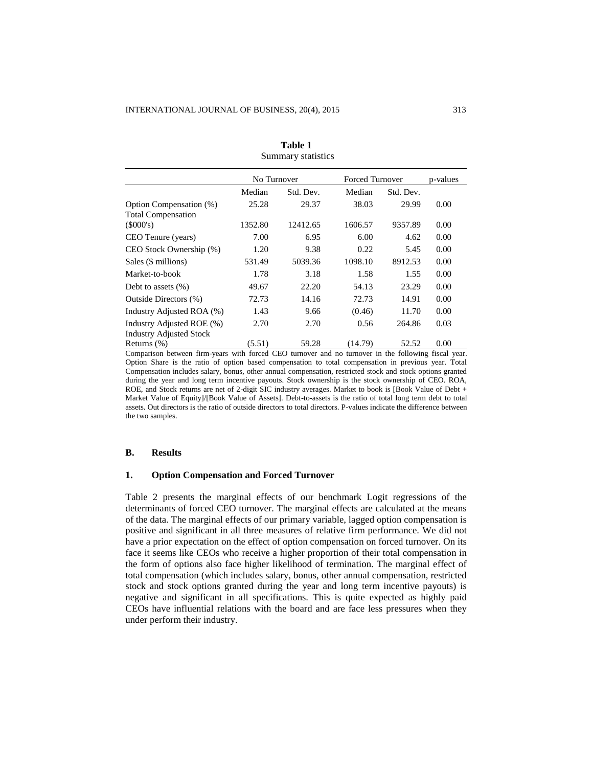**Table 1**
Summary statistics

| | No Turnover | | Forced Turnover | | p-values |
|---|---|---|---|---|---|
| | Median | Std. Dev. | Median | Std. Dev. | |
| Option Compensation (%) | 25.28 | 29.37 | 38.03 | 29.99 | 0.00 |
| Total Compensation ($000's) | 1352.80 | 12412.65 | 1606.57 | 9357.89 | 0.00 |
| CEO Tenure (years) | 7.00 | 6.95 | 6.00 | 4.62 | 0.00 |
| CEO Stock Ownership (%) | 1.20 | 9.38 | 0.22 | 5.45 | 0.00 |
| Sales ($ millions) | 531.49 | 5039.36 | 1098.10 | 8912.53 | 0.00 |
| Market-to-book | 1.78 | 3.18 | 1.58 | 1.55 | 0.00 |
| Debt to assets (%) | 49.67 | 22.20 | 54.13 | 23.29 | 0.00 |
| Outside Directors (%) | 72.73 | 14.16 | 72.73 | 14.91 | 0.00 |
| Industry Adjusted ROA (%) | 1.43 | 9.66 | (0.46) | 11.70 | 0.00 |
| Industry Adjusted ROE (%) | 2.70 | 2.70 | 0.56 | 264.86 | 0.03 |
| Industry Adjusted Stock Returns (%) | (5.51) | 59.28 | (14.79) | 52.52 | 0.00 |

Comparison between firm-years with forced CEO turnover and no turnover in the following fiscal year. Option Share is the ratio of option based compensation to total compensation in previous year. Total Compensation includes salary, bonus, other annual compensation, restricted stock and stock options granted during the year and long term incentive payouts. Stock ownership is the stock ownership of CEO. ROA, ROE, and Stock returns are net of 2-digit SIC industry averages. Market to book is [Book Value of Debt + Market Value of Equity]/[Book Value of Assets]. Debt-to-assets is the ratio of total long term debt to total assets. Out directors is the ratio of outside directors to total directors. P-values indicate the difference between the two samples.

### B. Results

#### 1. Option Compensation and Forced Turnover

Table 2 presents the marginal effects of our benchmark Logit regressions of the determinants of forced CEO turnover. The marginal effects are calculated at the means of the data. The marginal effects of our primary variable, lagged option compensation is positive and significant in all three measures of relative firm performance. We did not have a prior expectation on the effect of option compensation on forced turnover. On its face it seems like CEOs who receive a higher proportion of their total compensation in the form of options also face higher likelihood of termination. The marginal effect of total compensation (which includes salary, bonus, other annual compensation, restricted stock and stock options granted during the year and long term incentive payouts) is negative and significant in all specifications. This is quite expected as highly paid CEOs have influential relations with the board and are face less pressures when they under perform their industry.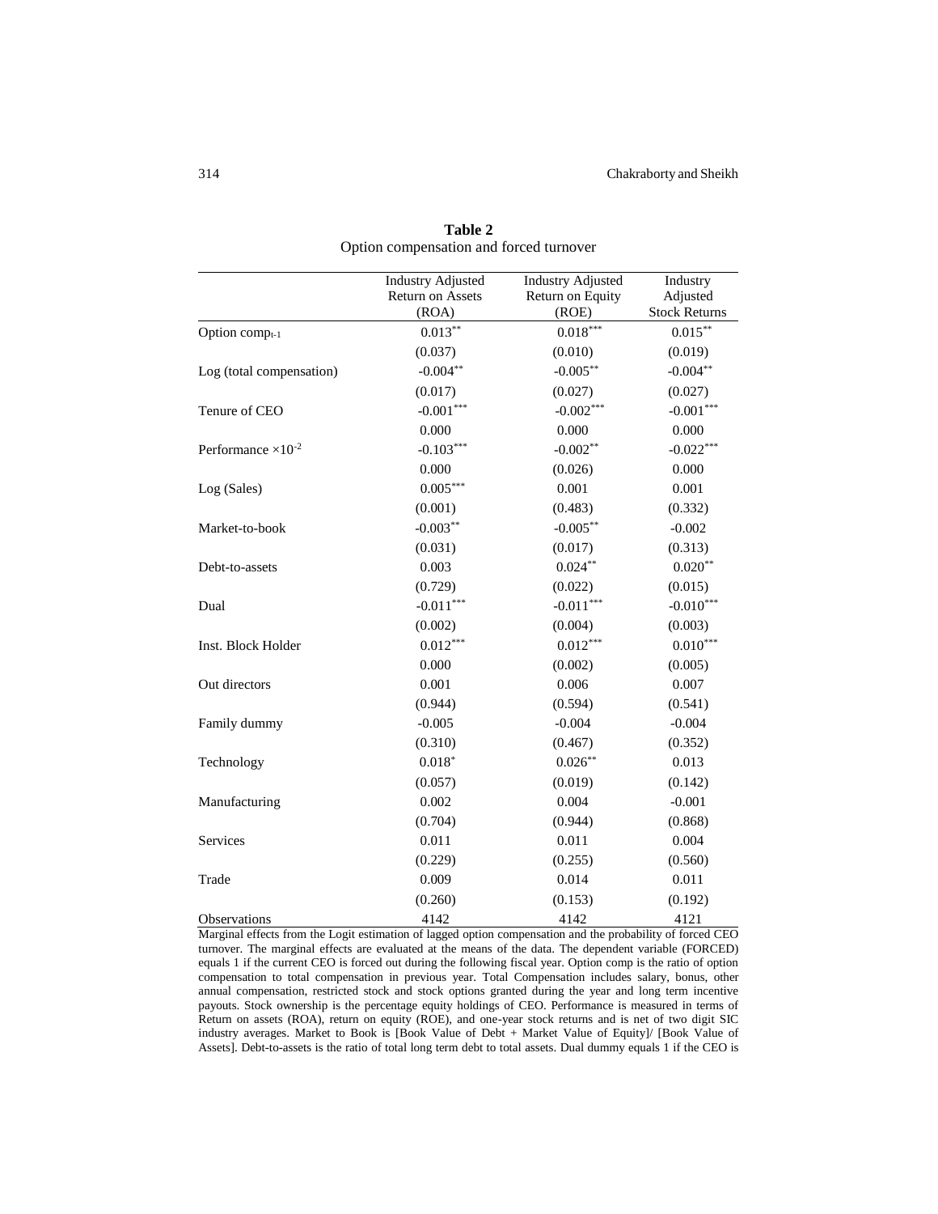**Table 2**
Option compensation and forced turnover

| | Industry Adjusted Return on Assets (ROA) | Industry Adjusted Return on Equity (ROE) | Industry Adjusted Stock Returns |
|---|---|---|---|
| Option comp$_{t-1}$ | 0.013** | 0.018*** | 0.015** |
| | (0.037) | (0.010) | (0.019) |
| Log (total compensation) | -0.004** | -0.005** | -0.004** |
| | (0.017) | (0.027) | (0.027) |
| Tenure of CEO | -0.001*** | -0.002*** | -0.001*** |
| | 0.000 | 0.000 | 0.000 |
| Performance $\times 10^{-2}$ | -0.103*** | -0.002** | -0.022*** |
| | 0.000 | (0.026) | 0.000 |
| Log (Sales) | 0.005*** | 0.001 | 0.001 |
| | (0.001) | (0.483) | (0.332) |
| Market-to-book | -0.003** | -0.005** | -0.002 |
| | (0.031) | (0.017) | (0.313) |
| Debt-to-assets | 0.003 | 0.024** | 0.020** |
| | (0.729) | (0.022) | (0.015) |
| Dual | -0.011*** | -0.011*** | -0.010*** |
| | (0.002) | (0.004) | (0.003) |
| Inst. Block Holder | 0.012*** | 0.012*** | 0.010*** |
| | 0.000 | (0.002) | (0.005) |
| Out directors | 0.001 | 0.006 | 0.007 |
| | (0.944) | (0.594) | (0.541) |
| Family dummy | -0.005 | -0.004 | -0.004 |
| | (0.310) | (0.467) | (0.352) |
| Technology | 0.018* | 0.026** | 0.013 |
| | (0.057) | (0.019) | (0.142) |
| Manufacturing | 0.002 | 0.004 | -0.001 |
| | (0.704) | (0.944) | (0.868) |
| Services | 0.011 | 0.011 | 0.004 |
| | (0.229) | (0.255) | (0.560) |
| Trade | 0.009 | 0.014 | 0.011 |
| | (0.260) | (0.153) | (0.192) |
| Observations | 4142 | 4142 | 4121 |

Marginal effects from the Logit estimation of lagged option compensation and the probability of forced CEO turnover. The marginal effects are evaluated at the means of the data. The dependent variable (FORCED) equals 1 if the current CEO is forced out during the following fiscal year. Option comp is the ratio of option compensation to total compensation in previous year. Total Compensation includes salary, bonus, other annual compensation, restricted stock and stock options granted during the year and long term incentive payouts. Stock ownership is the percentage equity holdings of CEO. Performance is measured in terms of Return on assets (ROA), return on equity (ROE), and one-year stock returns and is net of two digit SIC industry averages. Market to Book is [Book Value of Debt + Market Value of Equity]/ [Book Value of Assets]. Debt-to-assets is the ratio of total long term debt to total assets. Dual dummy equals 1 if the CEO is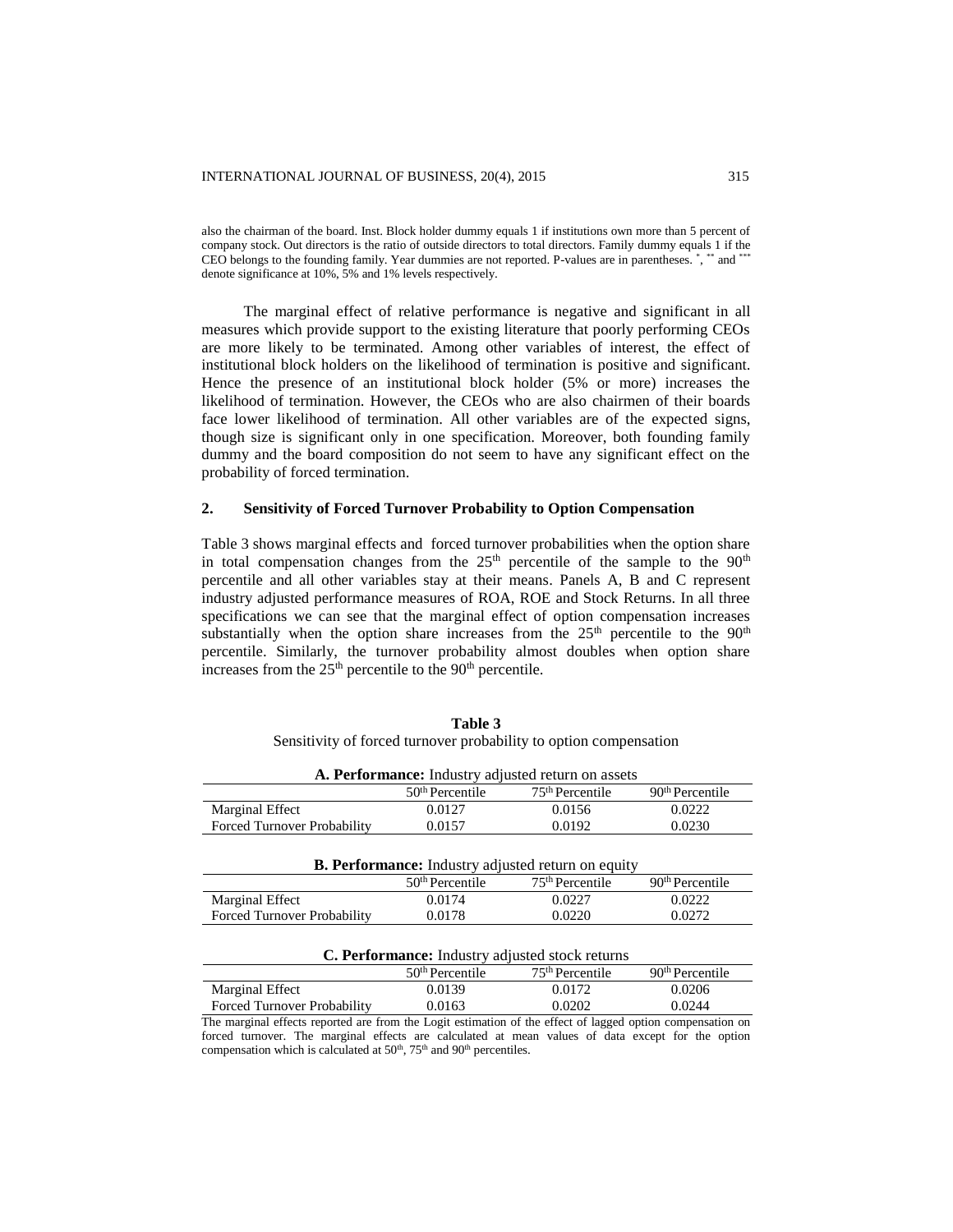also the chairman of the board. Inst. Block holder dummy equals 1 if institutions own more than 5 percent of company stock. Out directors is the ratio of outside directors to total directors. Family dummy equals 1 if the CEO belongs to the founding family. Year dummies are not reported. P-values are in parentheses. *, ** and *** denote significance at 10%, 5% and 1% levels respectively.

The marginal effect of relative performance is negative and significant in all measures which provide support to the existing literature that poorly performing CEOs are more likely to be terminated. Among other variables of interest, the effect of institutional block holders on the likelihood of termination is positive and significant. Hence the presence of an institutional block holder (5% or more) increases the likelihood of termination. However, the CEOs who are also chairmen of their boards face lower likelihood of termination. All other variables are of the expected signs, though size is significant only in one specification. Moreover, both founding family dummy and the board composition do not seem to have any significant effect on the probability of forced termination.

## 2. Sensitivity of Forced Turnover Probability to Option Compensation

Table 3 shows marginal effects and forced turnover probabilities when the option share in total compensation changes from the 25th percentile of the sample to the 90th percentile and all other variables stay at their means. Panels A, B and C represent industry adjusted performance measures of ROA, ROE and Stock Returns. In all three specifications we can see that the marginal effect of option compensation increases substantially when the option share increases from the 25th percentile to the 90th percentile. Similarly, the turnover probability almost doubles when option share increases from the 25th percentile to the 90th percentile.

**Table 3**
Sensitivity of forced turnover probability to option compensation

**A. Performance:** Industry adjusted return on assets

| | 50th Percentile | 75th Percentile | 90th Percentile |
|---|---|---|---|
| Marginal Effect | 0.0127 | 0.0156 | 0.0222 |
| Forced Turnover Probability | 0.0157 | 0.0192 | 0.0230 |

**B. Performance:** Industry adjusted return on equity

| | 50th Percentile | 75th Percentile | 90th Percentile |
|---|---|---|---|
| Marginal Effect | 0.0174 | 0.0227 | 0.0222 |
| Forced Turnover Probability | 0.0178 | 0.0220 | 0.0272 |

**C. Performance:** Industry adjusted stock returns

| | 50th Percentile | 75th Percentile | 90th Percentile |
|---|---|---|---|
| Marginal Effect | 0.0139 | 0.0172 | 0.0206 |
| Forced Turnover Probability | 0.0163 | 0.0202 | 0.0244 |

The marginal effects reported are from the Logit estimation of the effect of lagged option compensation on forced turnover. The marginal effects are calculated at mean values of data except for the option compensation which is calculated at 50th, 75th and 90th percentiles.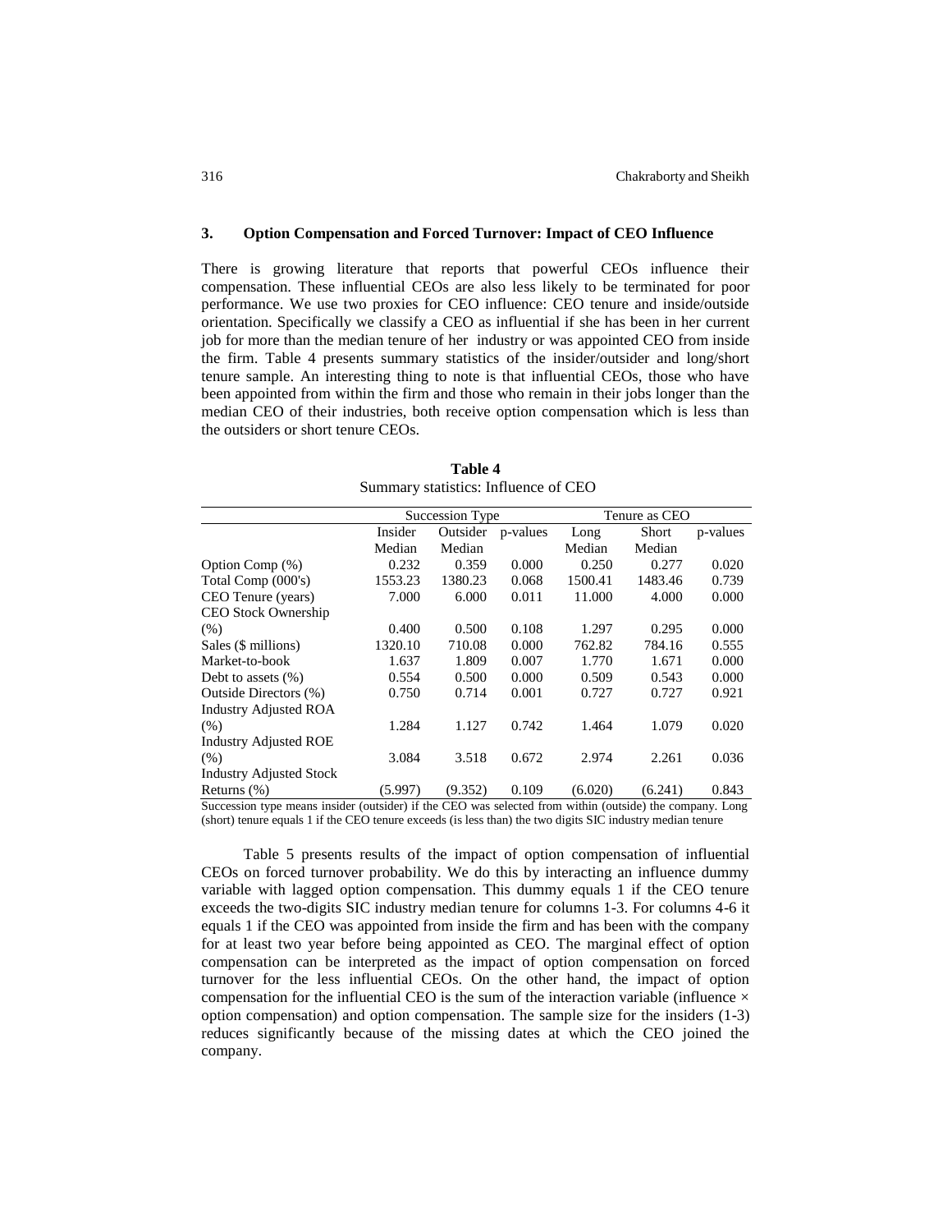## 3. Option Compensation and Forced Turnover: Impact of CEO Influence

There is growing literature that reports that powerful CEOs influence their compensation. These influential CEOs are also less likely to be terminated for poor performance. We use two proxies for CEO influence: CEO tenure and inside/outside orientation. Specifically we classify a CEO as influential if she has been in her current job for more than the median tenure of her industry or was appointed CEO from inside the firm. Table 4 presents summary statistics of the insider/outsider and long/short tenure sample. An interesting thing to note is that influential CEOs, those who have been appointed from within the firm and those who remain in their jobs longer than the median CEO of their industries, both receive option compensation which is less than the outsiders or short tenure CEOs.

**Table 4**
Summary statistics: Influence of CEO

| | Succession Type | | | Tenure as CEO | | |
|---|---|---|---|---|---|---|
| | Insider Median | Outsider Median | p-values | Long Median | Short Median | p-values |
| Option Comp (%) | 0.232 | 0.359 | 0.000 | 0.250 | 0.277 | 0.020 |
| Total Comp (000's) | 1553.23 | 1380.23 | 0.068 | 1500.41 | 1483.46 | 0.739 |
| CEO Tenure (years) | 7.000 | 6.000 | 0.011 | 11.000 | 4.000 | 0.000 |
| CEO Stock Ownership (%) | 0.400 | 0.500 | 0.108 | 1.297 | 0.295 | 0.000 |
| Sales ($ millions) | 1320.10 | 710.08 | 0.000 | 762.82 | 784.16 | 0.555 |
| Market-to-book | 1.637 | 1.809 | 0.007 | 1.770 | 1.671 | 0.000 |
| Debt to assets (%) | 0.554 | 0.500 | 0.000 | 0.509 | 0.543 | 0.000 |
| Outside Directors (%) | 0.750 | 0.714 | 0.001 | 0.727 | 0.727 | 0.921 |
| Industry Adjusted ROA (%) | 1.284 | 1.127 | 0.742 | 1.464 | 1.079 | 0.020 |
| Industry Adjusted ROE (%) | 3.084 | 3.518 | 0.672 | 2.974 | 2.261 | 0.036 |
| Industry Adjusted Stock Returns (%) | (5.997) | (9.352) | 0.109 | (6.020) | (6.241) | 0.843 |

Succession type means insider (outsider) if the CEO was selected from within (outside) the company. Long (short) tenure equals 1 if the CEO tenure exceeds (is less than) the two digits SIC industry median tenure

Table 5 presents results of the impact of option compensation of influential CEOs on forced turnover probability. We do this by interacting an influence dummy variable with lagged option compensation. This dummy equals 1 if the CEO tenure exceeds the two-digits SIC industry median tenure for columns 1-3. For columns 4-6 it equals 1 if the CEO was appointed from inside the firm and has been with the company for at least two year before being appointed as CEO. The marginal effect of option compensation can be interpreted as the impact of option compensation on forced turnover for the less influential CEOs. On the other hand, the impact of option compensation for the influential CEO is the sum of the interaction variable (influence × option compensation) and option compensation. The sample size for the insiders (1-3) reduces significantly because of the missing dates at which the CEO joined the company.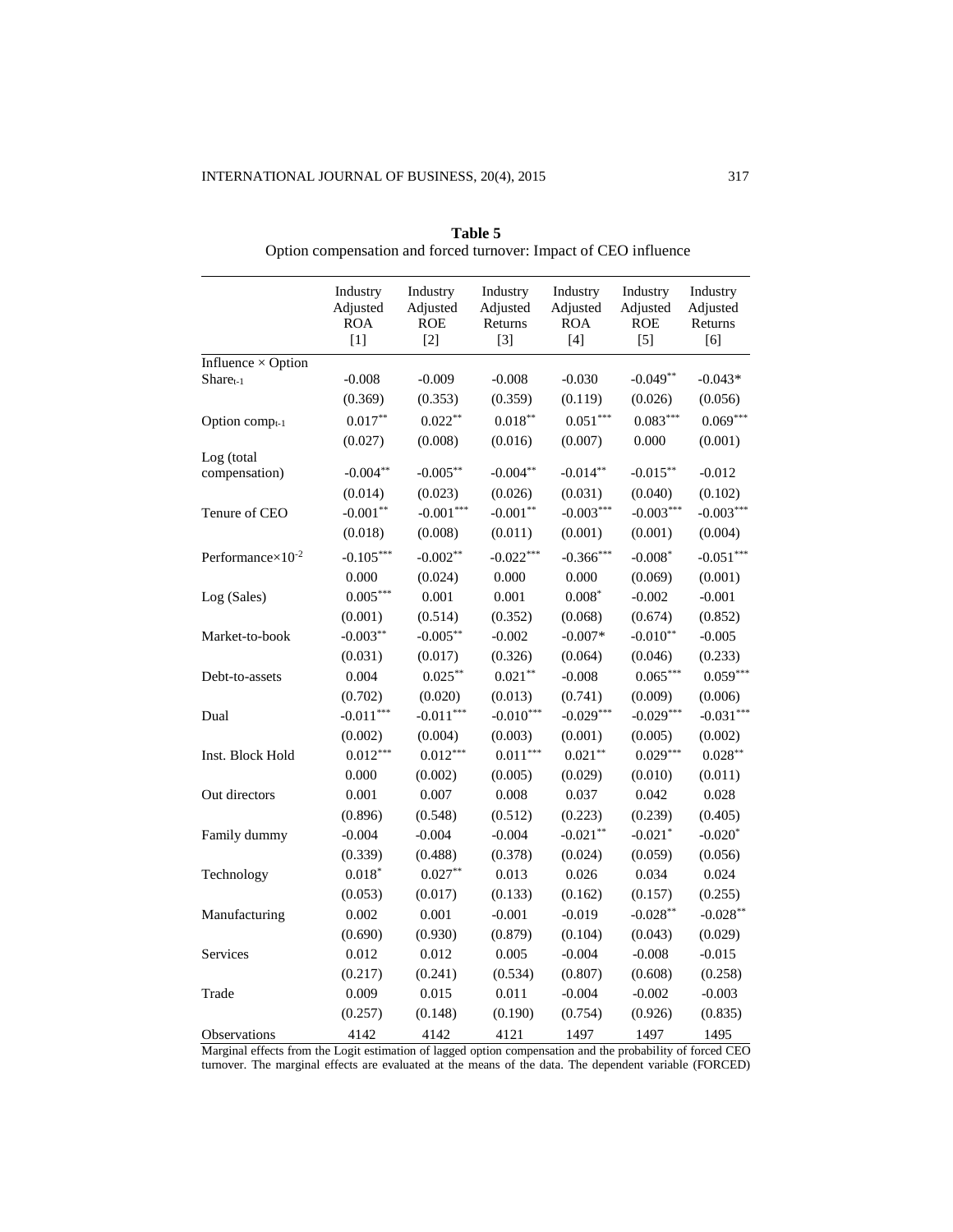**Table 5**
Option compensation and forced turnover: Impact of CEO influence

| | Industry Adjusted ROA [1] | Industry Adjusted ROE [2] | Industry Adjusted Returns [3] | Industry Adjusted ROA [4] | Industry Adjusted ROE [5] | Industry Adjusted Returns [6] |
|---|---|---|---|---|---|---|
| Influence × Option $Share_{t-1}$ | -0.008 | -0.009 | -0.008 | -0.030 | -0.049** | -0.043* |
| | (0.369) | (0.353) | (0.359) | (0.119) | (0.026) | (0.056) |
| Option $comp_{t-1}$ | 0.017** | 0.022** | 0.018** | 0.051*** | 0.083*** | 0.069*** |
| | (0.027) | (0.008) | (0.016) | (0.007) | 0.000 | (0.001) |
| Log (total compensation) | -0.004** | -0.005** | -0.004** | -0.014** | -0.015** | -0.012 |
| | (0.014) | (0.023) | (0.026) | (0.031) | (0.040) | (0.102) |
| Tenure of CEO | -0.001** | -0.001*** | -0.001** | -0.003*** | -0.003*** | -0.003*** |
| | (0.018) | (0.008) | (0.011) | (0.001) | (0.001) | (0.004) |
| Performance$\times 10^{-2}$ | -0.105*** | -0.002** | -0.022*** | -0.366*** | -0.008* | -0.051*** |
| | 0.000 | (0.024) | 0.000 | 0.000 | (0.069) | (0.001) |
| Log (Sales) | 0.005*** | 0.001 | 0.001 | 0.008* | -0.002 | -0.001 |
| | (0.001) | (0.514) | (0.352) | (0.068) | (0.674) | (0.852) |
| Market-to-book | -0.003** | -0.005** | -0.002 | -0.007* | -0.010** | -0.005 |
| | (0.031) | (0.017) | (0.326) | (0.064) | (0.046) | (0.233) |
| Debt-to-assets | 0.004 | 0.025** | 0.021** | -0.008 | 0.065*** | 0.059*** |
| | (0.702) | (0.020) | (0.013) | (0.741) | (0.009) | (0.006) |
| Dual | -0.011*** | -0.011*** | -0.010*** | -0.029*** | -0.029*** | -0.031*** |
| | (0.002) | (0.004) | (0.003) | (0.001) | (0.005) | (0.002) |
| Inst. Block Hold | 0.012*** | 0.012*** | 0.011*** | 0.021** | 0.029*** | 0.028** |
| | 0.000 | (0.002) | (0.005) | (0.029) | (0.010) | (0.011) |
| Out directors | 0.001 | 0.007 | 0.008 | 0.037 | 0.042 | 0.028 |
| | (0.896) | (0.548) | (0.512) | (0.223) | (0.239) | (0.405) |
| Family dummy | -0.004 | -0.004 | -0.004 | -0.021** | -0.021* | -0.020* |
| | (0.339) | (0.488) | (0.378) | (0.024) | (0.059) | (0.056) |
| Technology | 0.018* | 0.027** | 0.013 | 0.026 | 0.034 | 0.024 |
| | (0.053) | (0.017) | (0.133) | (0.162) | (0.157) | (0.255) |
| Manufacturing | 0.002 | 0.001 | -0.001 | -0.019 | -0.028** | -0.028** |
| | (0.690) | (0.930) | (0.879) | (0.104) | (0.043) | (0.029) |
| Services | 0.012 | 0.012 | 0.005 | -0.004 | -0.008 | -0.015 |
| | (0.217) | (0.241) | (0.534) | (0.807) | (0.608) | (0.258) |
| Trade | 0.009 | 0.015 | 0.011 | -0.004 | -0.002 | -0.003 |
| | (0.257) | (0.148) | (0.190) | (0.754) | (0.926) | (0.835) |
| Observations | 4142 | 4142 | 4121 | 1497 | 1497 | 1495 |

Marginal effects from the Logit estimation of lagged option compensation and the probability of forced CEO turnover. The marginal effects are evaluated at the means of the data. The dependent variable (FORCED)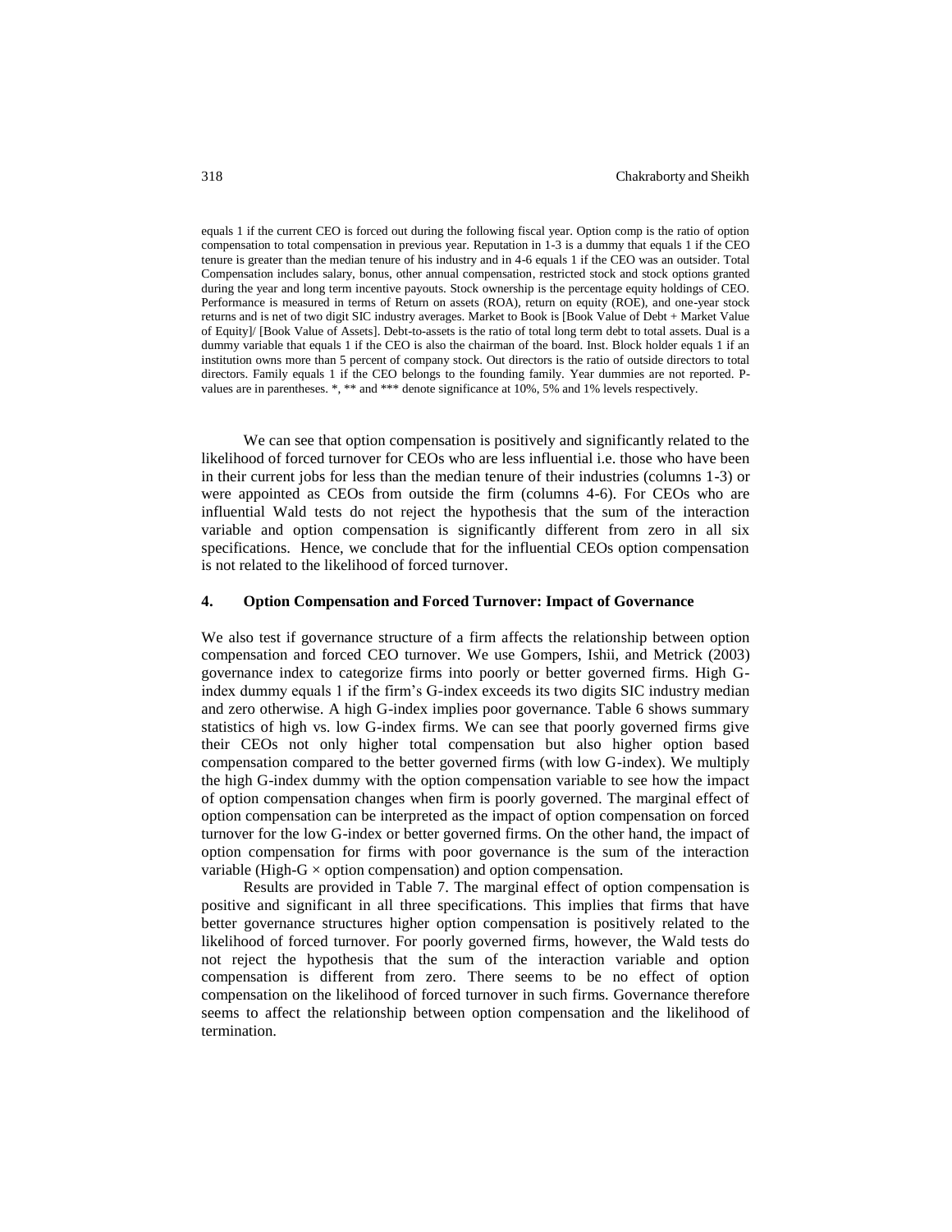equals 1 if the current CEO is forced out during the following fiscal year. Option comp is the ratio of option compensation to total compensation in previous year. Reputation in 1-3 is a dummy that equals 1 if the CEO tenure is greater than the median tenure of his industry and in 4-6 equals 1 if the CEO was an outsider. Total Compensation includes salary, bonus, other annual compensation, restricted stock and stock options granted during the year and long term incentive payouts. Stock ownership is the percentage equity holdings of CEO. Performance is measured in terms of Return on assets (ROA), return on equity (ROE), and one-year stock returns and is net of two digit SIC industry averages. Market to Book is [Book Value of Debt + Market Value of Equity]/ [Book Value of Assets]. Debt-to-assets is the ratio of total long term debt to total assets. Dual is a dummy variable that equals 1 if the CEO is also the chairman of the board. Inst. Block holder equals 1 if an institution owns more than 5 percent of company stock. Out directors is the ratio of outside directors to total directors. Family equals 1 if the CEO belongs to the founding family. Year dummies are not reported. P-values are in parentheses. *, ** and *** denote significance at 10%, 5% and 1% levels respectively.

We can see that option compensation is positively and significantly related to the likelihood of forced turnover for CEOs who are less influential i.e. those who have been in their current jobs for less than the median tenure of their industries (columns 1-3) or were appointed as CEOs from outside the firm (columns 4-6). For CEOs who are influential Wald tests do not reject the hypothesis that the sum of the interaction variable and option compensation is significantly different from zero in all six specifications. Hence, we conclude that for the influential CEOs option compensation is not related to the likelihood of forced turnover.

## 4. Option Compensation and Forced Turnover: Impact of Governance

We also test if governance structure of a firm affects the relationship between option compensation and forced CEO turnover. We use Gompers, Ishii, and Metrick (2003) governance index to categorize firms into poorly or better governed firms. High G-index dummy equals 1 if the firm's G-index exceeds its two digits SIC industry median and zero otherwise. A high G-index implies poor governance. Table 6 shows summary statistics of high vs. low G-index firms. We can see that poorly governed firms give their CEOs not only higher total compensation but also higher option based compensation compared to the better governed firms (with low G-index). We multiply the high G-index dummy with the option compensation variable to see how the impact of option compensation changes when firm is poorly governed. The marginal effect of option compensation can be interpreted as the impact of option compensation on forced turnover for the low G-index or better governed firms. On the other hand, the impact of option compensation for firms with poor governance is the sum of the interaction variable (High-G × option compensation) and option compensation.

Results are provided in Table 7. The marginal effect of option compensation is positive and significant in all three specifications. This implies that firms that have better governance structures higher option compensation is positively related to the likelihood of forced turnover. For poorly governed firms, however, the Wald tests do not reject the hypothesis that the sum of the interaction variable and option compensation is different from zero. There seems to be no effect of option compensation on the likelihood of forced turnover in such firms. Governance therefore seems to affect the relationship between option compensation and the likelihood of termination.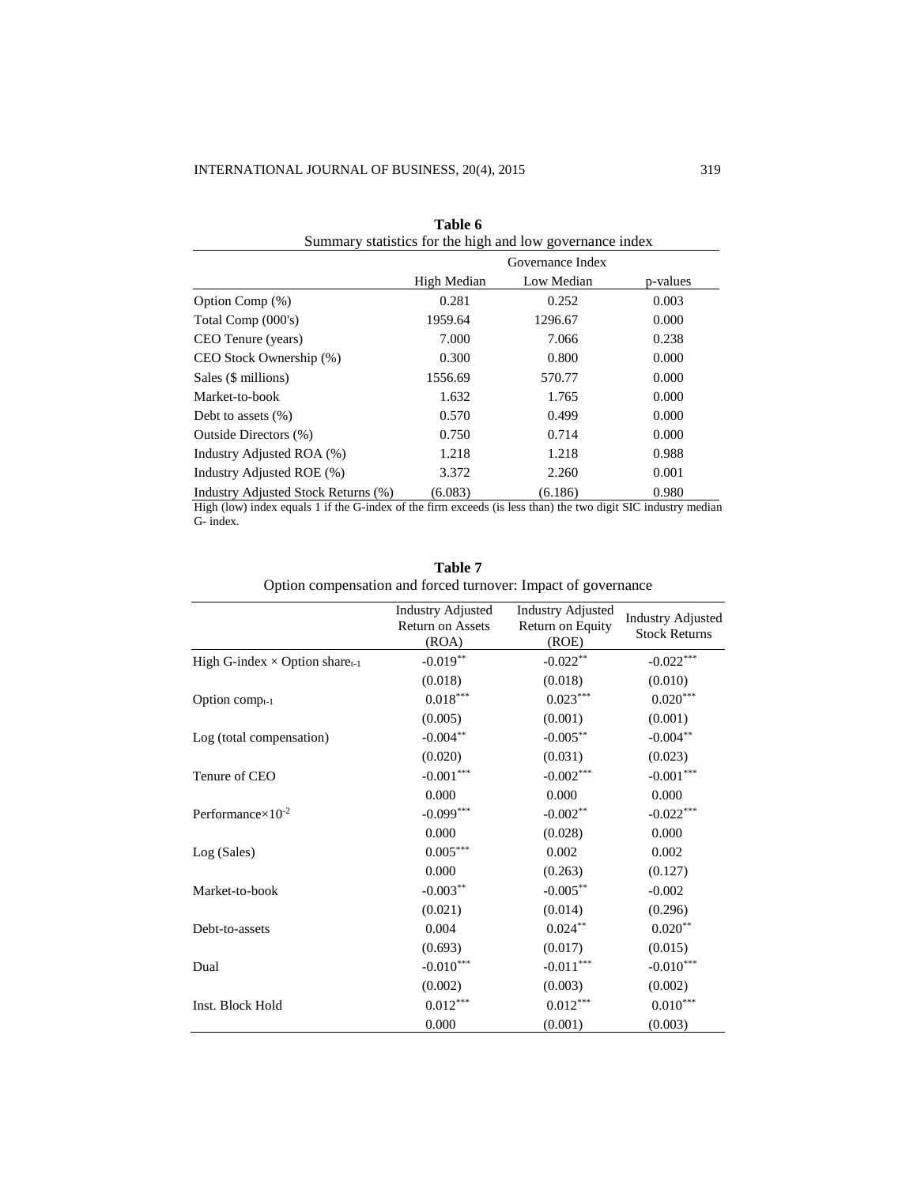**Table 6**
Summary statistics for the high and low governance index

| | Governance Index | | |
|---|---|---|---|
| | High Median | Low Median | p-values |
| Option Comp (%) | 0.281 | 0.252 | 0.003 |
| Total Comp (000's) | 1959.64 | 1296.67 | 0.000 |
| CEO Tenure (years) | 7.000 | 7.066 | 0.238 |
| CEO Stock Ownership (%) | 0.300 | 0.800 | 0.000 |
| Sales ($ millions) | 1556.69 | 570.77 | 0.000 |
| Market-to-book | 1.632 | 1.765 | 0.000 |
| Debt to assets (%) | 0.570 | 0.499 | 0.000 |
| Outside Directors (%) | 0.750 | 0.714 | 0.000 |
| Industry Adjusted ROA (%) | 1.218 | 1.218 | 0.988 |
| Industry Adjusted ROE (%) | 3.372 | 2.260 | 0.001 |
| Industry Adjusted Stock Returns (%) | (6.083) | (6.186) | 0.980 |

High (low) index equals 1 if the G-index of the firm exceeds (is less than) the two digit SIC industry median G- index.

**Table 7**
Option compensation and forced turnover: Impact of governance

| | Industry Adjusted Return on Assets (ROA) | Industry Adjusted Return on Equity (ROE) | Industry Adjusted Stock Returns |
|---|---|---|---|
| High G-index × Option share$_{t-1}$ | -0.019** | -0.022** | -0.022*** |
| | (0.018) | (0.018) | (0.010) |
| Option comp$_{t-1}$ | 0.018*** | 0.023*** | 0.020*** |
| | (0.005) | (0.001) | (0.001) |
| Log (total compensation) | -0.004** | -0.005** | -0.004** |
| | (0.020) | (0.031) | (0.023) |
| Tenure of CEO | -0.001*** | -0.002*** | -0.001*** |
| | 0.000 | 0.000 | 0.000 |
| Performance×$10^{-2}$ | -0.099*** | -0.002** | -0.022*** |
| | 0.000 | (0.028) | 0.000 |
| Log (Sales) | 0.005*** | 0.002 | 0.002 |
| | 0.000 | (0.263) | (0.127) |
| Market-to-book | -0.003** | -0.005** | -0.002 |
| | (0.021) | (0.014) | (0.296) |
| Debt-to-assets | 0.004 | 0.024** | 0.020** |
| | (0.693) | (0.017) | (0.015) |
| Dual | -0.010*** | -0.011*** | -0.010*** |
| | (0.002) | (0.003) | (0.002) |
| Inst. Block Hold | 0.012*** | 0.012*** | 0.010*** |
| | 0.000 | (0.001) | (0.003) |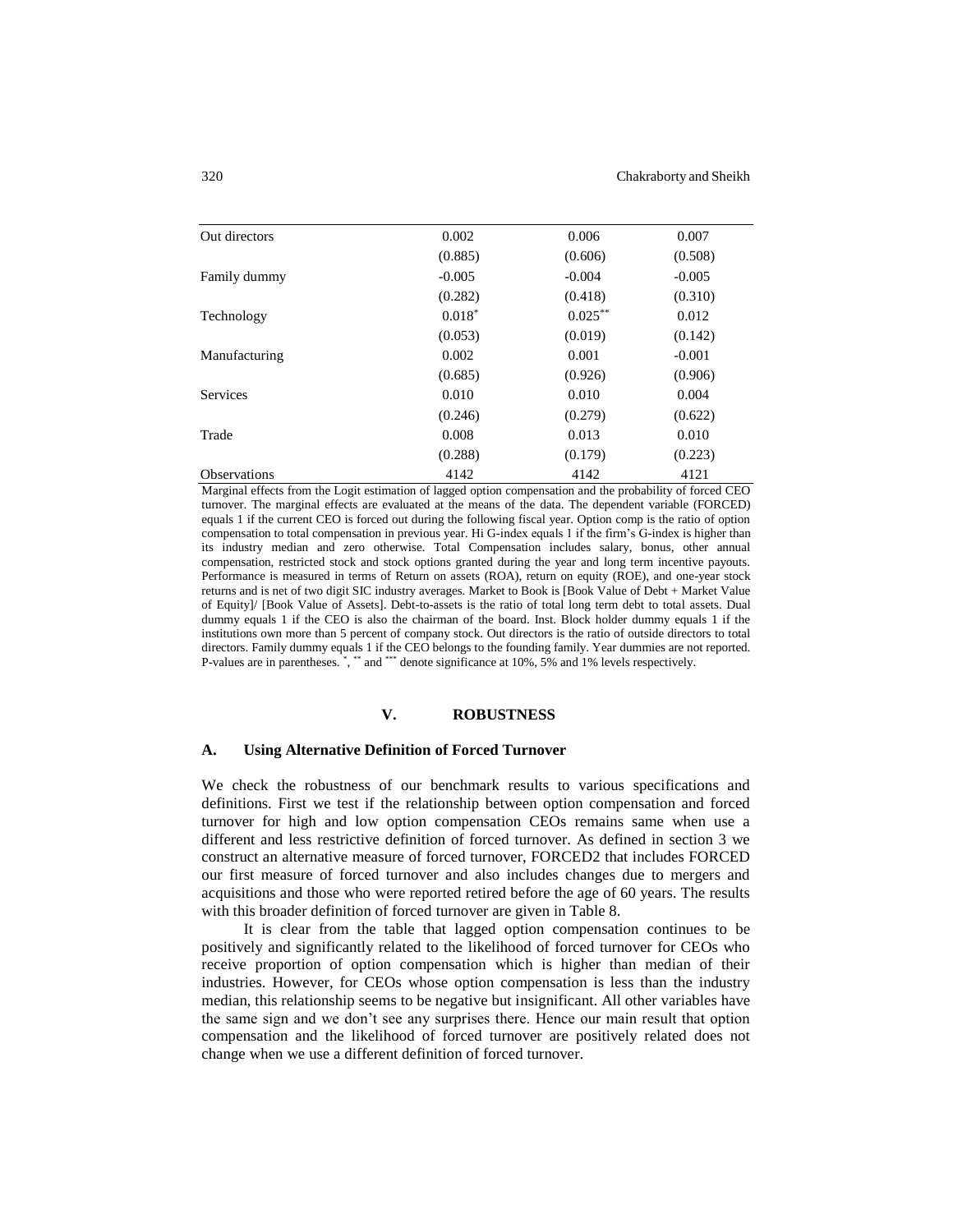| | | | |
|---|---|---|---|
| Out directors | 0.002 | 0.006 | 0.007 |
| | (0.885) | (0.606) | (0.508) |
| Family dummy | -0.005 | -0.004 | -0.005 |
| | (0.282) | (0.418) | (0.310) |
| Technology | 0.018* | 0.025** | 0.012 |
| | (0.053) | (0.019) | (0.142) |
| Manufacturing | 0.002 | 0.001 | -0.001 |
| | (0.685) | (0.926) | (0.906) |
| Services | 0.010 | 0.010 | 0.004 |
| | (0.246) | (0.279) | (0.622) |
| Trade | 0.008 | 0.013 | 0.010 |
| | (0.288) | (0.179) | (0.223) |
| Observations | 4142 | 4142 | 4121 |

Marginal effects from the Logit estimation of lagged option compensation and the probability of forced CEO turnover. The marginal effects are evaluated at the means of the data. The dependent variable (FORCED) equals 1 if the current CEO is forced out during the following fiscal year. Option comp is the ratio of option compensation to total compensation in previous year. Hi G-index equals 1 if the firm's G-index is higher than its industry median and zero otherwise. Total Compensation includes salary, bonus, other annual compensation, restricted stock and stock options granted during the year and long term incentive payouts. Performance is measured in terms of Return on assets (ROA), return on equity (ROE), and one-year stock returns and is net of two digit SIC industry averages. Market to Book is [Book Value of Debt + Market Value of Equity]/ [Book Value of Assets]. Debt-to-assets is the ratio of total long term debt to total assets. Dual dummy equals 1 if the CEO is also the chairman of the board. Inst. Block holder dummy equals 1 if the institutions own more than 5 percent of company stock. Out directors is the ratio of outside directors to total directors. Family dummy equals 1 if the CEO belongs to the founding family. Year dummies are not reported. P-values are in parentheses. *, ** and *** denote significance at 10%, 5% and 1% levels respectively.

## V. ROBUSTNESS

### A. Using Alternative Definition of Forced Turnover

We check the robustness of our benchmark results to various specifications and definitions. First we test if the relationship between option compensation and forced turnover for high and low option compensation CEOs remains same when use a different and less restrictive definition of forced turnover. As defined in section 3 we construct an alternative measure of forced turnover, FORCED2 that includes FORCED our first measure of forced turnover and also includes changes due to mergers and acquisitions and those who were reported retired before the age of 60 years. The results with this broader definition of forced turnover are given in Table 8.

It is clear from the table that lagged option compensation continues to be positively and significantly related to the likelihood of forced turnover for CEOs who receive proportion of option compensation which is higher than median of their industries. However, for CEOs whose option compensation is less than the industry median, this relationship seems to be negative but insignificant. All other variables have the same sign and we don't see any surprises there. Hence our main result that option compensation and the likelihood of forced turnover are positively related does not change when we use a different definition of forced turnover.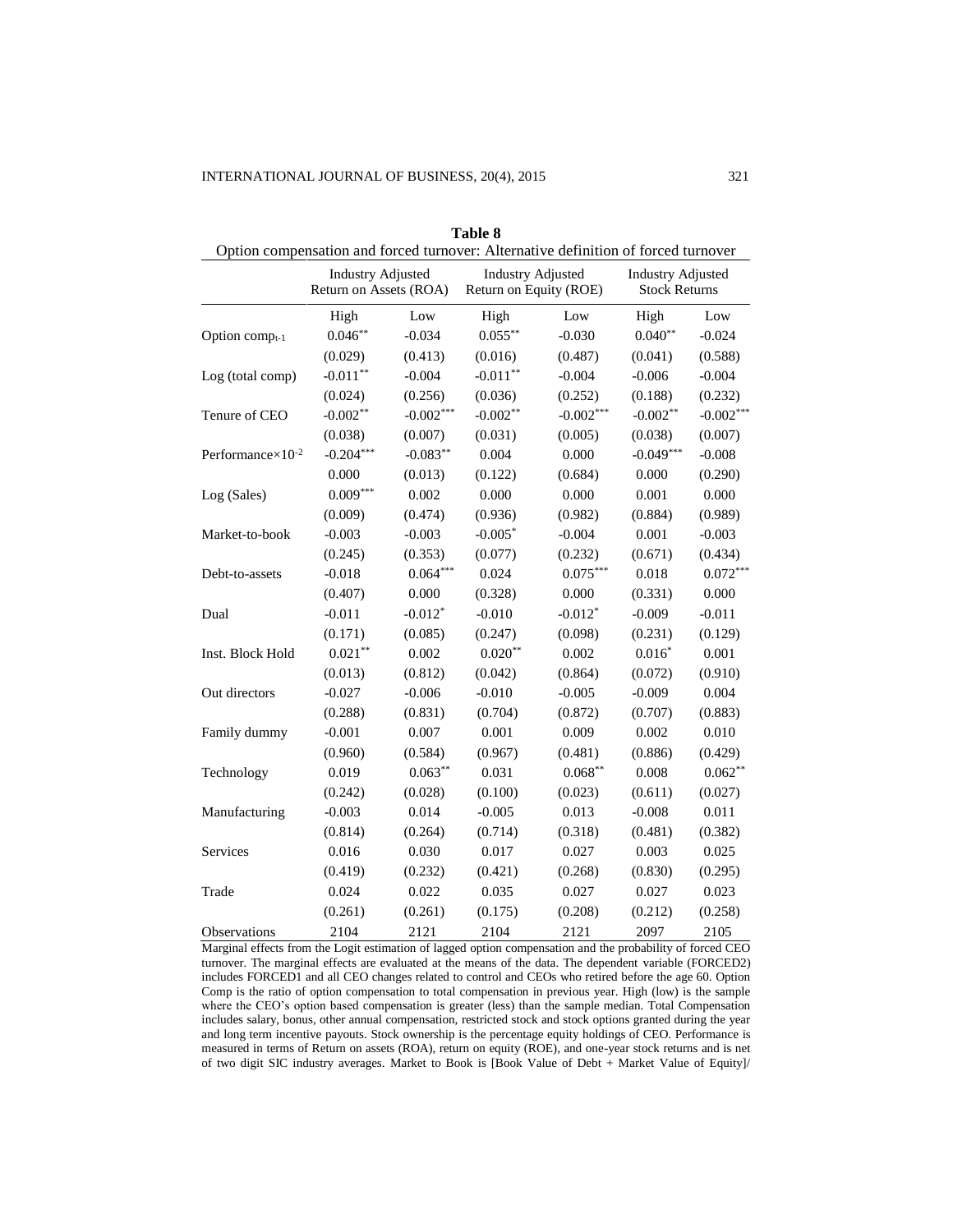**Table 8**

Option compensation and forced turnover: Alternative definition of forced turnover

| | Industry Adjusted Return on Assets (ROA) | | Industry Adjusted Return on Equity (ROE) | | Industry Adjusted Stock Returns | |
|---|---|---|---|---|---|---|
| | High | Low | High | Low | High | Low |
| Option $comp_{t-1}$ | $0.046^{**}$ | -0.034 | $0.055^{**}$ | -0.030 | $0.040^{**}$ | -0.024 |
| | (0.029) | (0.413) | (0.016) | (0.487) | (0.041) | (0.588) |
| Log (total comp) | $-0.011^{**}$ | -0.004 | $-0.011^{**}$ | -0.004 | -0.006 | -0.004 |
| | (0.024) | (0.256) | (0.036) | (0.252) | (0.188) | (0.232) |
| Tenure of CEO | $-0.002^{**}$ | $-0.002^{***}$ | $-0.002^{**}$ | $-0.002^{***}$ | $-0.002^{**}$ | $-0.002^{***}$ |
| | (0.038) | (0.007) | (0.031) | (0.005) | (0.038) | (0.007) |
| Performance$\times 10^{-2}$ | $-0.204^{***}$ | $-0.083^{**}$ | 0.004 | 0.000 | $-0.049^{***}$ | -0.008 |
| | 0.000 | (0.013) | (0.122) | (0.684) | 0.000 | (0.290) |
| Log (Sales) | $0.009^{***}$ | 0.002 | 0.000 | 0.000 | 0.001 | 0.000 |
| | (0.009) | (0.474) | (0.936) | (0.982) | (0.884) | (0.989) |
| Market-to-book | -0.003 | -0.003 | $-0.005^{*}$ | -0.004 | 0.001 | -0.003 |
| | (0.245) | (0.353) | (0.077) | (0.232) | (0.671) | (0.434) |
| Debt-to-assets | -0.018 | $0.064^{***}$ | 0.024 | $0.075^{***}$ | 0.018 | $0.072^{***}$ |
| | (0.407) | 0.000 | (0.328) | 0.000 | (0.331) | 0.000 |
| Dual | -0.011 | $-0.012^{*}$ | -0.010 | $-0.012^{*}$ | -0.009 | -0.011 |
| | (0.171) | (0.085) | (0.247) | (0.098) | (0.231) | (0.129) |
| Inst. Block Hold | $0.021^{**}$ | 0.002 | $0.020^{**}$ | 0.002 | $0.016^{*}$ | 0.001 |
| | (0.013) | (0.812) | (0.042) | (0.864) | (0.072) | (0.910) |
| Out directors | -0.027 | -0.006 | -0.010 | -0.005 | -0.009 | 0.004 |
| | (0.288) | (0.831) | (0.704) | (0.872) | (0.707) | (0.883) |
| Family dummy | -0.001 | 0.007 | 0.001 | 0.009 | 0.002 | 0.010 |
| | (0.960) | (0.584) | (0.967) | (0.481) | (0.886) | (0.429) |
| Technology | 0.019 | $0.063^{**}$ | 0.031 | $0.068^{**}$ | 0.008 | $0.062^{**}$ |
| | (0.242) | (0.028) | (0.100) | (0.023) | (0.611) | (0.027) |
| Manufacturing | -0.003 | 0.014 | -0.005 | 0.013 | -0.008 | 0.011 |
| | (0.814) | (0.264) | (0.714) | (0.318) | (0.481) | (0.382) |
| Services | 0.016 | 0.030 | 0.017 | 0.027 | 0.003 | 0.025 |
| | (0.419) | (0.232) | (0.421) | (0.268) | (0.830) | (0.295) |
| Trade | 0.024 | 0.022 | 0.035 | 0.027 | 0.027 | 0.023 |
| | (0.261) | (0.261) | (0.175) | (0.208) | (0.212) | (0.258) |
| Observations | 2104 | 2121 | 2104 | 2121 | 2097 | 2105 |

Marginal effects from the Logit estimation of lagged option compensation and the probability of forced CEO turnover. The marginal effects are evaluated at the means of the data. The dependent variable (FORCED2) includes FORCED1 and all CEO changes related to control and CEOs who retired before the age 60. Option Comp is the ratio of option compensation to total compensation in previous year. High (low) is the sample where the CEO's option based compensation is greater (less) than the sample median. Total Compensation includes salary, bonus, other annual compensation, restricted stock and stock options granted during the year and long term incentive payouts. Stock ownership is the percentage equity holdings of CEO. Performance is measured in terms of Return on assets (ROA), return on equity (ROE), and one-year stock returns and is net of two digit SIC industry averages. Market to Book is [Book Value of Debt + Market Value of Equity]/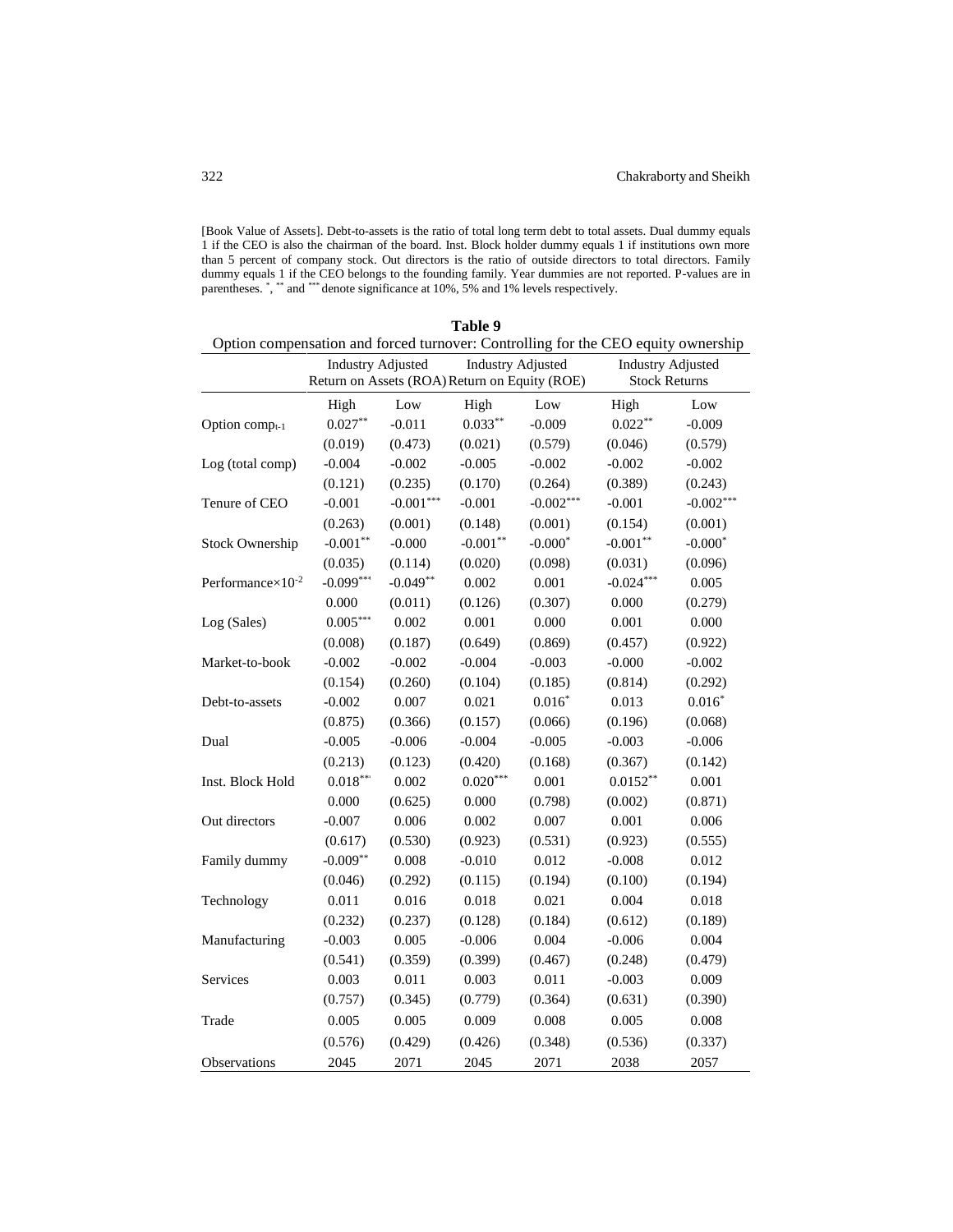[Book Value of Assets]. Debt-to-assets is the ratio of total long term debt to total assets. Dual dummy equals 1 if the CEO is also the chairman of the board. Inst. Block holder dummy equals 1 if institutions own more than 5 percent of company stock. Out directors is the ratio of outside directors to total directors. Family dummy equals 1 if the CEO belongs to the founding family. Year dummies are not reported. P-values are in parentheses. *, ** and *** denote significance at 10%, 5% and 1% levels respectively.

**Table 9**

Option compensation and forced turnover: Controlling for the CEO equity ownership

| | Industry Adjusted Return on Assets (ROA) | | Industry Adjusted Return on Equity (ROE) | | Industry Adjusted Stock Returns | |
|---|---|---|---|---|---|---|
| | High | Low | High | Low | High | Low |
| Option $comp_{t-1}$ | 0.027** | -0.011 | 0.033** | -0.009 | 0.022** | -0.009 |
| | (0.019) | (0.473) | (0.021) | (0.579) | (0.046) | (0.579) |
| Log (total comp) | -0.004 | -0.002 | -0.005 | -0.002 | -0.002 | -0.002 |
| | (0.121) | (0.235) | (0.170) | (0.264) | (0.389) | (0.243) |
| Tenure of CEO | -0.001 | -0.001*** | -0.001 | -0.002*** | -0.001 | -0.002*** |
| | (0.263) | (0.001) | (0.148) | (0.001) | (0.154) | (0.001) |
| Stock Ownership | -0.001** | -0.000 | -0.001** | -0.000* | -0.001** | -0.000* |
| | (0.035) | (0.114) | (0.020) | (0.098) | (0.031) | (0.096) |
| Performance$\times 10^{-2}$ | -0.099*** | -0.049** | 0.002 | 0.001 | -0.024*** | 0.005 |
| | 0.000 | (0.011) | (0.126) | (0.307) | 0.000 | (0.279) |
| Log (Sales) | 0.005*** | 0.002 | 0.001 | 0.000 | 0.001 | 0.000 |
| | (0.008) | (0.187) | (0.649) | (0.869) | (0.457) | (0.922) |
| Market-to-book | -0.002 | -0.002 | -0.004 | -0.003 | -0.000 | -0.002 |
| | (0.154) | (0.260) | (0.104) | (0.185) | (0.814) | (0.292) |
| Debt-to-assets | -0.002 | 0.007 | 0.021 | 0.016* | 0.013 | 0.016* |
| | (0.875) | (0.366) | (0.157) | (0.066) | (0.196) | (0.068) |
| Dual | -0.005 | -0.006 | -0.004 | -0.005 | -0.003 | -0.006 |
| | (0.213) | (0.123) | (0.420) | (0.168) | (0.367) | (0.142) |
| Inst. Block Hold | 0.018*** | 0.002 | 0.020*** | 0.001 | 0.0152** | 0.001 |
| | 0.000 | (0.625) | 0.000 | (0.798) | (0.002) | (0.871) |
| Out directors | -0.007 | 0.006 | 0.002 | 0.007 | 0.001 | 0.006 |
| | (0.617) | (0.530) | (0.923) | (0.531) | (0.923) | (0.555) |
| Family dummy | -0.009** | 0.008 | -0.010 | 0.012 | -0.008 | 0.012 |
| | (0.046) | (0.292) | (0.115) | (0.194) | (0.100) | (0.194) |
| Technology | 0.011 | 0.016 | 0.018 | 0.021 | 0.004 | 0.018 |
| | (0.232) | (0.237) | (0.128) | (0.184) | (0.612) | (0.189) |
| Manufacturing | -0.003 | 0.005 | -0.006 | 0.004 | -0.006 | 0.004 |
| | (0.541) | (0.359) | (0.399) | (0.467) | (0.248) | (0.479) |
| Services | 0.003 | 0.011 | 0.003 | 0.011 | -0.003 | 0.009 |
| | (0.757) | (0.345) | (0.779) | (0.364) | (0.631) | (0.390) |
| Trade | 0.005 | 0.005 | 0.009 | 0.008 | 0.005 | 0.008 |
| | (0.576) | (0.429) | (0.426) | (0.348) | (0.536) | (0.337) |
| Observations | 2045 | 2071 | 2045 | 2071 | 2038 | 2057 |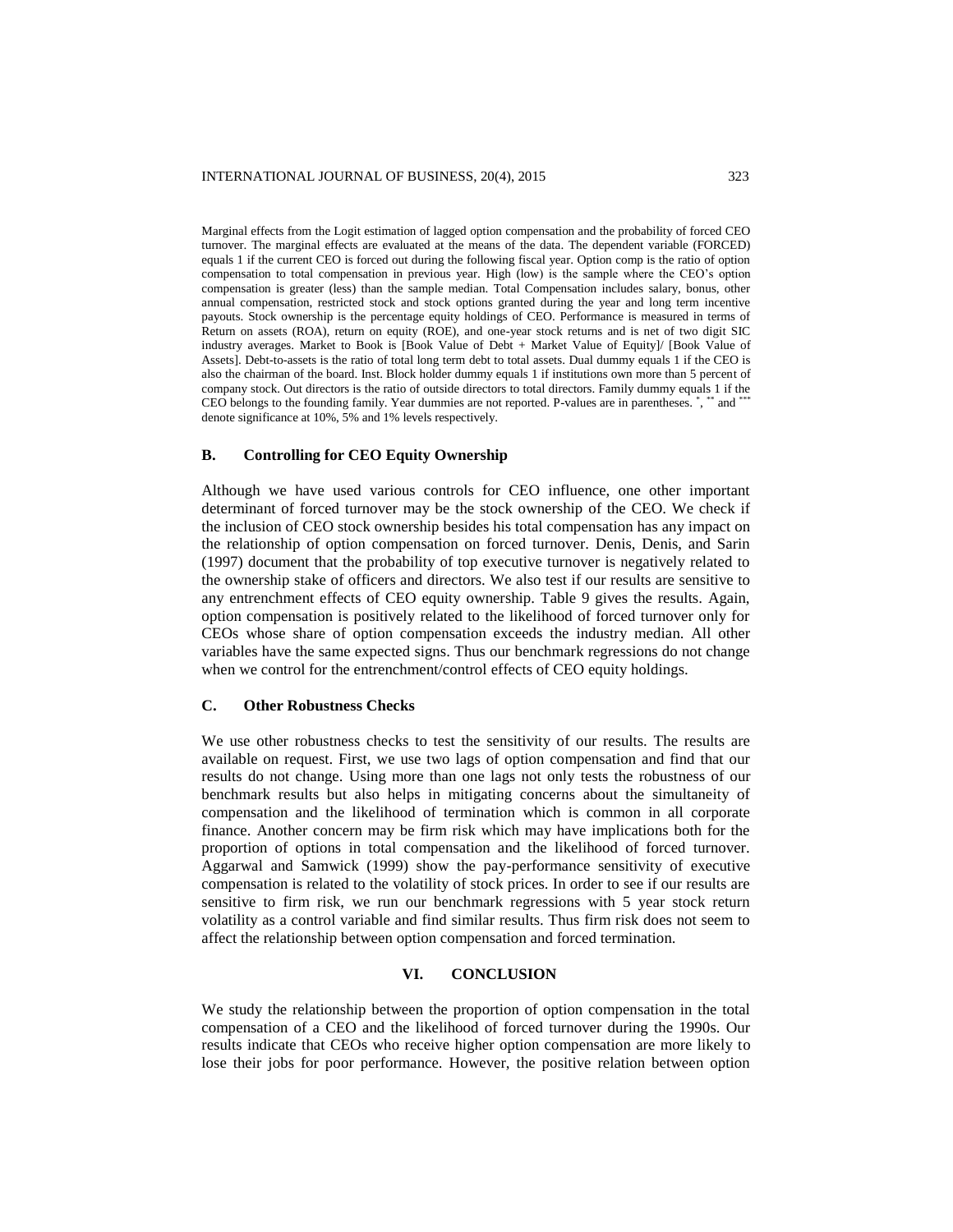Marginal effects from the Logit estimation of lagged option compensation and the probability of forced CEO turnover. The marginal effects are evaluated at the means of the data. The dependent variable (FORCED) equals 1 if the current CEO is forced out during the following fiscal year. Option comp is the ratio of option compensation to total compensation in previous year. High (low) is the sample where the CEO's option compensation is greater (less) than the sample median. Total Compensation includes salary, bonus, other annual compensation, restricted stock and stock options granted during the year and long term incentive payouts. Stock ownership is the percentage equity holdings of CEO. Performance is measured in terms of Return on assets (ROA), return on equity (ROE), and one-year stock returns and is net of two digit SIC industry averages. Market to Book is [Book Value of Debt + Market Value of Equity]/ [Book Value of Assets]. Debt-to-assets is the ratio of total long term debt to total assets. Dual dummy equals 1 if the CEO is also the chairman of the board. Inst. Block holder dummy equals 1 if institutions own more than 5 percent of company stock. Out directors is the ratio of outside directors to total directors. Family dummy equals 1 if the CEO belongs to the founding family. Year dummies are not reported. P-values are in parentheses. *, ** and *** denote significance at 10%, 5% and 1% levels respectively.

### B. Controlling for CEO Equity Ownership

Although we have used various controls for CEO influence, one other important determinant of forced turnover may be the stock ownership of the CEO. We check if the inclusion of CEO stock ownership besides his total compensation has any impact on the relationship of option compensation on forced turnover. Denis, Denis, and Sarin (1997) document that the probability of top executive turnover is negatively related to the ownership stake of officers and directors. We also test if our results are sensitive to any entrenchment effects of CEO equity ownership. Table 9 gives the results. Again, option compensation is positively related to the likelihood of forced turnover only for CEOs whose share of option compensation exceeds the industry median. All other variables have the same expected signs. Thus our benchmark regressions do not change when we control for the entrenchment/control effects of CEO equity holdings.

### C. Other Robustness Checks

We use other robustness checks to test the sensitivity of our results. The results are available on request. First, we use two lags of option compensation and find that our results do not change. Using more than one lags not only tests the robustness of our benchmark results but also helps in mitigating concerns about the simultaneity of compensation and the likelihood of termination which is common in all corporate finance. Another concern may be firm risk which may have implications both for the proportion of options in total compensation and the likelihood of forced turnover. Aggarwal and Samwick (1999) show the pay-performance sensitivity of executive compensation is related to the volatility of stock prices. In order to see if our results are sensitive to firm risk, we run our benchmark regressions with 5 year stock return volatility as a control variable and find similar results. Thus firm risk does not seem to affect the relationship between option compensation and forced termination.

## VI. CONCLUSION

We study the relationship between the proportion of option compensation in the total compensation of a CEO and the likelihood of forced turnover during the 1990s. Our results indicate that CEOs who receive higher option compensation are more likely to lose their jobs for poor performance. However, the positive relation between option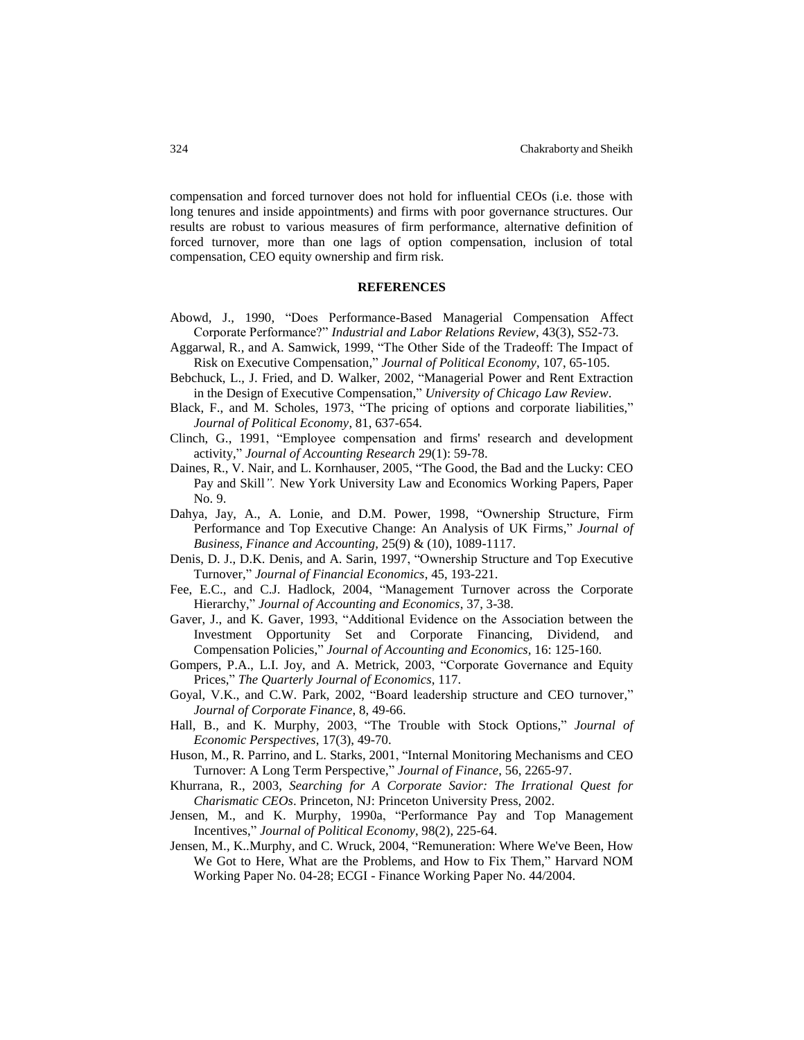compensation and forced turnover does not hold for influential CEOs (i.e. those with long tenures and inside appointments) and firms with poor governance structures. Our results are robust to various measures of firm performance, alternative definition of forced turnover, more than one lags of option compensation, inclusion of total compensation, CEO equity ownership and firm risk.

## REFERENCES

Abowd, J., 1990, "Does Performance-Based Managerial Compensation Affect Corporate Performance?" *Industrial and Labor Relations Review*, 43(3), S52-73.

Aggarwal, R., and A. Samwick, 1999, "The Other Side of the Tradeoff: The Impact of Risk on Executive Compensation," *Journal of Political Economy*, 107, 65-105.

Bebchuck, L., J. Fried, and D. Walker, 2002, "Managerial Power and Rent Extraction in the Design of Executive Compensation," *University of Chicago Law Review*.

Black, F., and M. Scholes, 1973, "The pricing of options and corporate liabilities," *Journal of Political Economy*, 81, 637-654.

Clinch, G., 1991, "Employee compensation and firms' research and development activity," *Journal of Accounting Research* 29(1): 59-78.

Daines, R., V. Nair, and L. Kornhauser, 2005, "The Good, the Bad and the Lucky: CEO Pay and Skill*".* New York University Law and Economics Working Papers, Paper No. 9.

Dahya, Jay, A., A. Lonie, and D.M. Power, 1998, "Ownership Structure, Firm Performance and Top Executive Change: An Analysis of UK Firms," *Journal of Business, Finance and Accounting,* 25(9) & (10), 1089-1117.

Denis, D. J., D.K. Denis, and A. Sarin, 1997, "Ownership Structure and Top Executive Turnover," *Journal of Financial Economics*, 45, 193-221.

Fee, E.C., and C.J. Hadlock, 2004, "Management Turnover across the Corporate Hierarchy," *Journal of Accounting and Economics*, 37, 3-38.

Gaver, J., and K. Gaver, 1993, "Additional Evidence on the Association between the Investment Opportunity Set and Corporate Financing, Dividend, and Compensation Policies," *Journal of Accounting and Economics,* 16: 125-160.

Gompers, P.A., L.I. Joy, and A. Metrick, 2003, "Corporate Governance and Equity Prices," *The Quarterly Journal of Economics*, 117.

Goyal, V.K., and C.W. Park, 2002, "Board leadership structure and CEO turnover," *Journal of Corporate Finance*, 8, 49-66.

Hall, B., and K. Murphy, 2003, "The Trouble with Stock Options," *Journal of Economic Perspectives*, 17(3), 49-70.

Huson, M., R. Parrino, and L. Starks, 2001, "Internal Monitoring Mechanisms and CEO Turnover: A Long Term Perspective," *Journal of Finance*, 56, 2265-97.

Khurrana, R., 2003, *Searching for A Corporate Savior: The Irrational Quest for Charismatic CEOs*. Princeton, NJ: Princeton University Press, 2002.

Jensen, M., and K. Murphy, 1990a, "Performance Pay and Top Management Incentives," *Journal of Political Economy*, 98(2), 225-64.

Jensen, M., K..Murphy, and C. Wruck, 2004, "Remuneration: Where We've Been, How We Got to Here, What are the Problems, and How to Fix Them," Harvard NOM Working Paper No. 04-28; ECGI - Finance Working Paper No. 44/2004.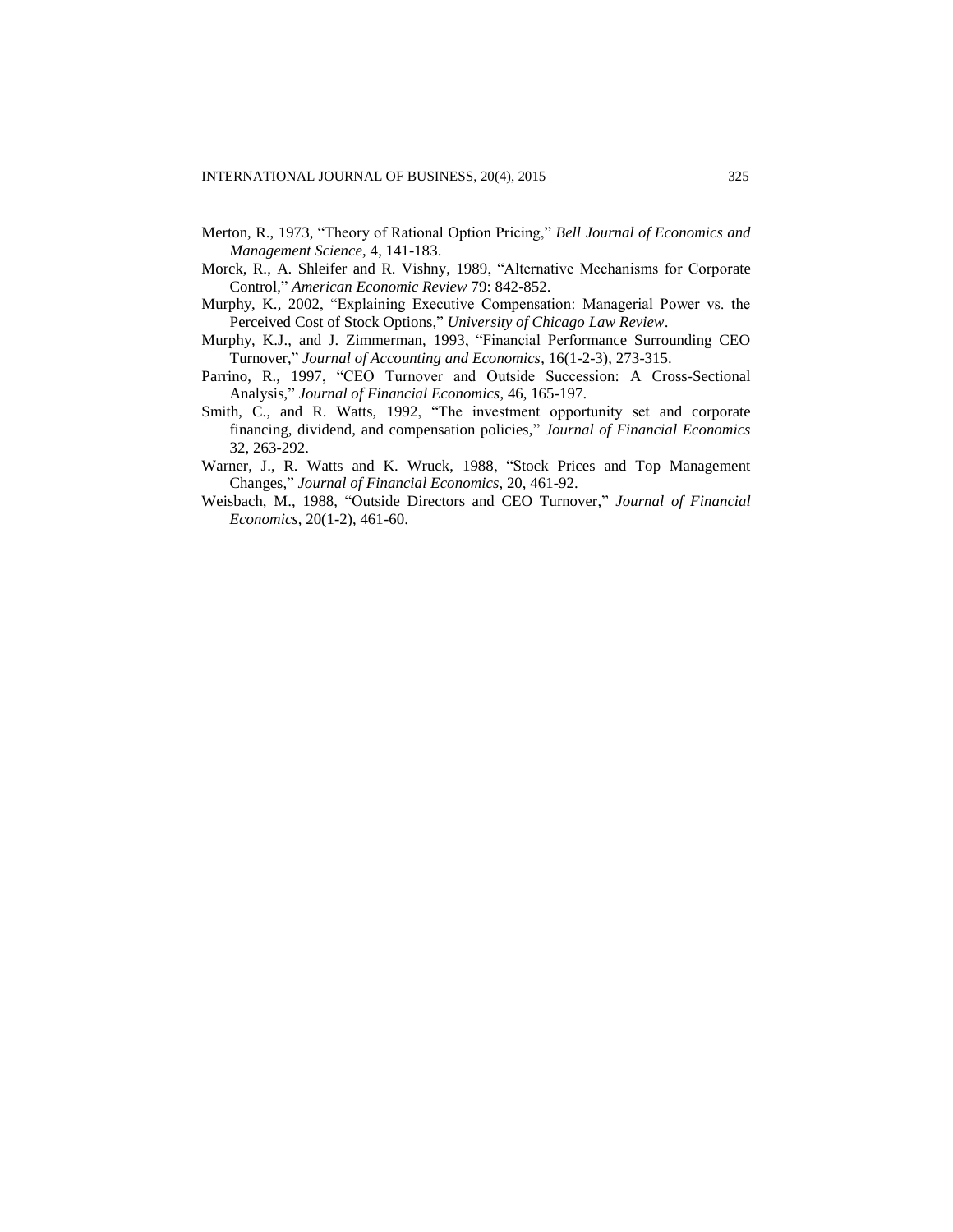Merton, R., 1973, "Theory of Rational Option Pricing," *Bell Journal of Economics and Management Science*, 4, 141-183.

Morck, R., A. Shleifer and R. Vishny, 1989, "Alternative Mechanisms for Corporate Control," *American Economic Review* 79: 842-852.

Murphy, K., 2002, "Explaining Executive Compensation: Managerial Power vs. the Perceived Cost of Stock Options," *University of Chicago Law Review*.

Murphy, K.J., and J. Zimmerman, 1993, "Financial Performance Surrounding CEO Turnover," *Journal of Accounting and Economics*, 16(1-2-3), 273-315.

Parrino, R., 1997, "CEO Turnover and Outside Succession: A Cross-Sectional Analysis," *Journal of Financial Economics*, 46, 165-197.

Smith, C., and R. Watts, 1992, "The investment opportunity set and corporate financing, dividend, and compensation policies," *Journal of Financial Economics* 32, 263-292.

Warner, J., R. Watts and K. Wruck, 1988, "Stock Prices and Top Management Changes," *Journal of Financial Economics*, 20, 461-92.

Weisbach, M., 1988, "Outside Directors and CEO Turnover," *Journal of Financial Economics*, 20(1-2), 461-60.